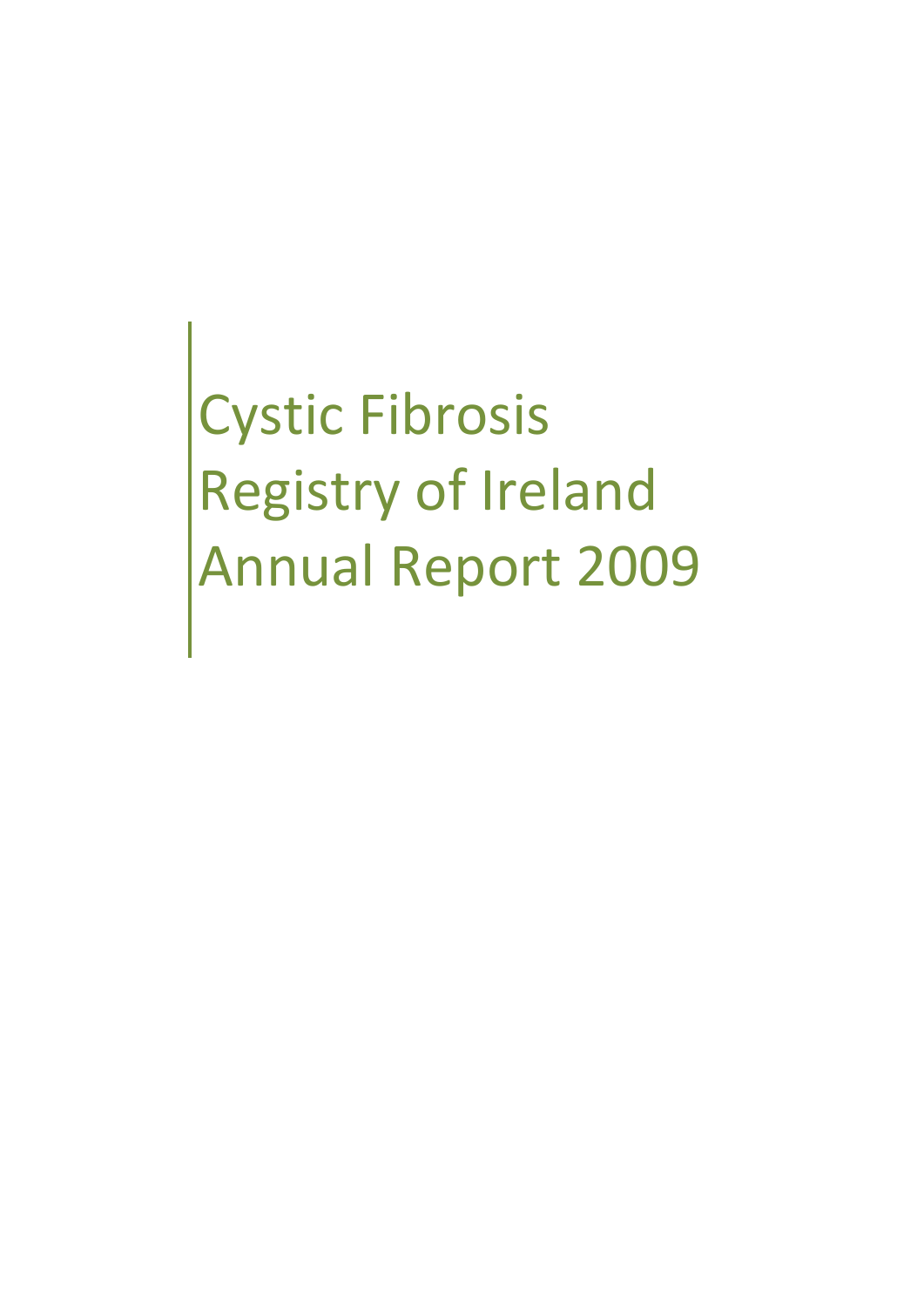# Cystic Fibrosis Registry of Ireland Annual Report 2009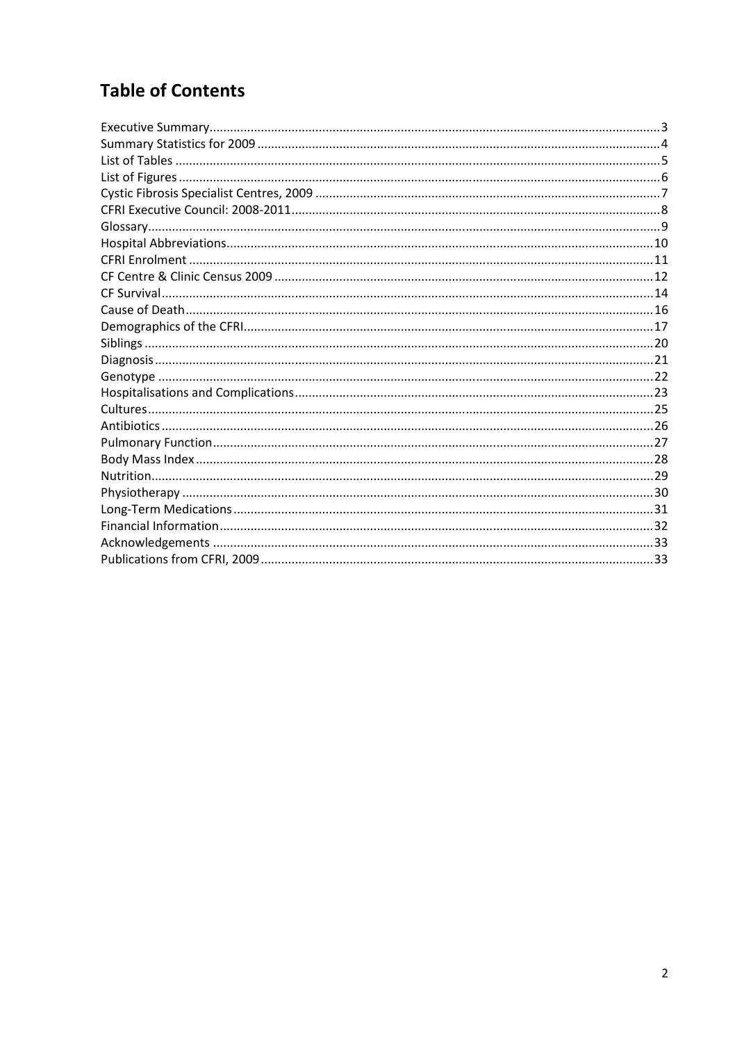# Table of Contents

Executive Summary....3
Summary Statistics for 2009....4
List of Tables....5
List of Figures....6
Cystic Fibrosis Specialist Centres, 2009....7
CFRI Executive Council: 2008-2011....8
Glossary....9
Hospital Abbreviations....10
CFRI Enrolment....11
CF Centre & Clinic Census 2009....12
CF Survival....14
Cause of Death....16
Demographics of the CFRI....17
Siblings....20
Diagnosis....21
Genotype....22
Hospitalisations and Complications....23
Cultures....25
Antibiotics....26
Pulmonary Function....27
Body Mass Index....28
Nutrition....29
Physiotherapy....30
Long-Term Medications....31
Financial Information....32
Acknowledgements....33
Publications from CFRI, 2009....33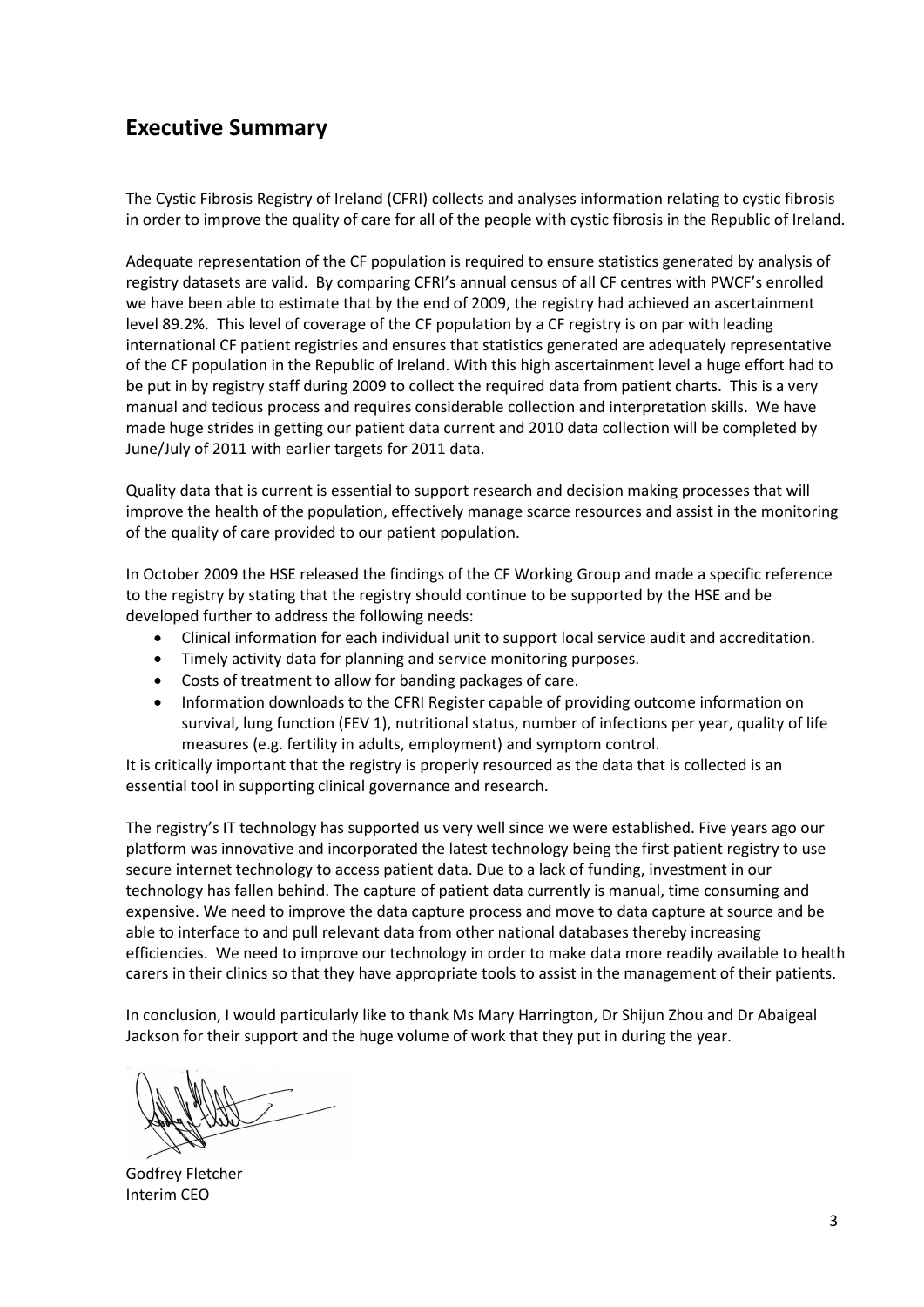## Executive Summary

The Cystic Fibrosis Registry of Ireland (CFRI) collects and analyses information relating to cystic fibrosis in order to improve the quality of care for all of the people with cystic fibrosis in the Republic of Ireland.

Adequate representation of the CF population is required to ensure statistics generated by analysis of registry datasets are valid. By comparing CFRI's annual census of all CF centres with PWCF's enrolled we have been able to estimate that by the end of 2009, the registry had achieved an ascertainment level 89.2%. This level of coverage of the CF population by a CF registry is on par with leading international CF patient registries and ensures that statistics generated are adequately representative of the CF population in the Republic of Ireland. With this high ascertainment level a huge effort had to be put in by registry staff during 2009 to collect the required data from patient charts. This is a very manual and tedious process and requires considerable collection and interpretation skills. We have made huge strides in getting our patient data current and 2010 data collection will be completed by June/July of 2011 with earlier targets for 2011 data.

Quality data that is current is essential to support research and decision making processes that will improve the health of the population, effectively manage scarce resources and assist in the monitoring of the quality of care provided to our patient population.

In October 2009 the HSE released the findings of the CF Working Group and made a specific reference to the registry by stating that the registry should continue to be supported by the HSE and be developed further to address the following needs:

- Clinical information for each individual unit to support local service audit and accreditation.
- Timely activity data for planning and service monitoring purposes.
- Costs of treatment to allow for banding packages of care.
- Information downloads to the CFRI Register capable of providing outcome information on survival, lung function (FEV 1), nutritional status, number of infections per year, quality of life measures (e.g. fertility in adults, employment) and symptom control.

It is critically important that the registry is properly resourced as the data that is collected is an essential tool in supporting clinical governance and research.

The registry's IT technology has supported us very well since we were established. Five years ago our platform was innovative and incorporated the latest technology being the first patient registry to use secure internet technology to access patient data. Due to a lack of funding, investment in our technology has fallen behind. The capture of patient data currently is manual, time consuming and expensive. We need to improve the data capture process and move to data capture at source and be able to interface to and pull relevant data from other national databases thereby increasing efficiencies. We need to improve our technology in order to make data more readily available to health carers in their clinics so that they have appropriate tools to assist in the management of their patients.

In conclusion, I would particularly like to thank Ms Mary Harrington, Dr Shijun Zhou and Dr Abaigeal Jackson for their support and the huge volume of work that they put in during the year.

Godfrey Fletcher
Interim CEO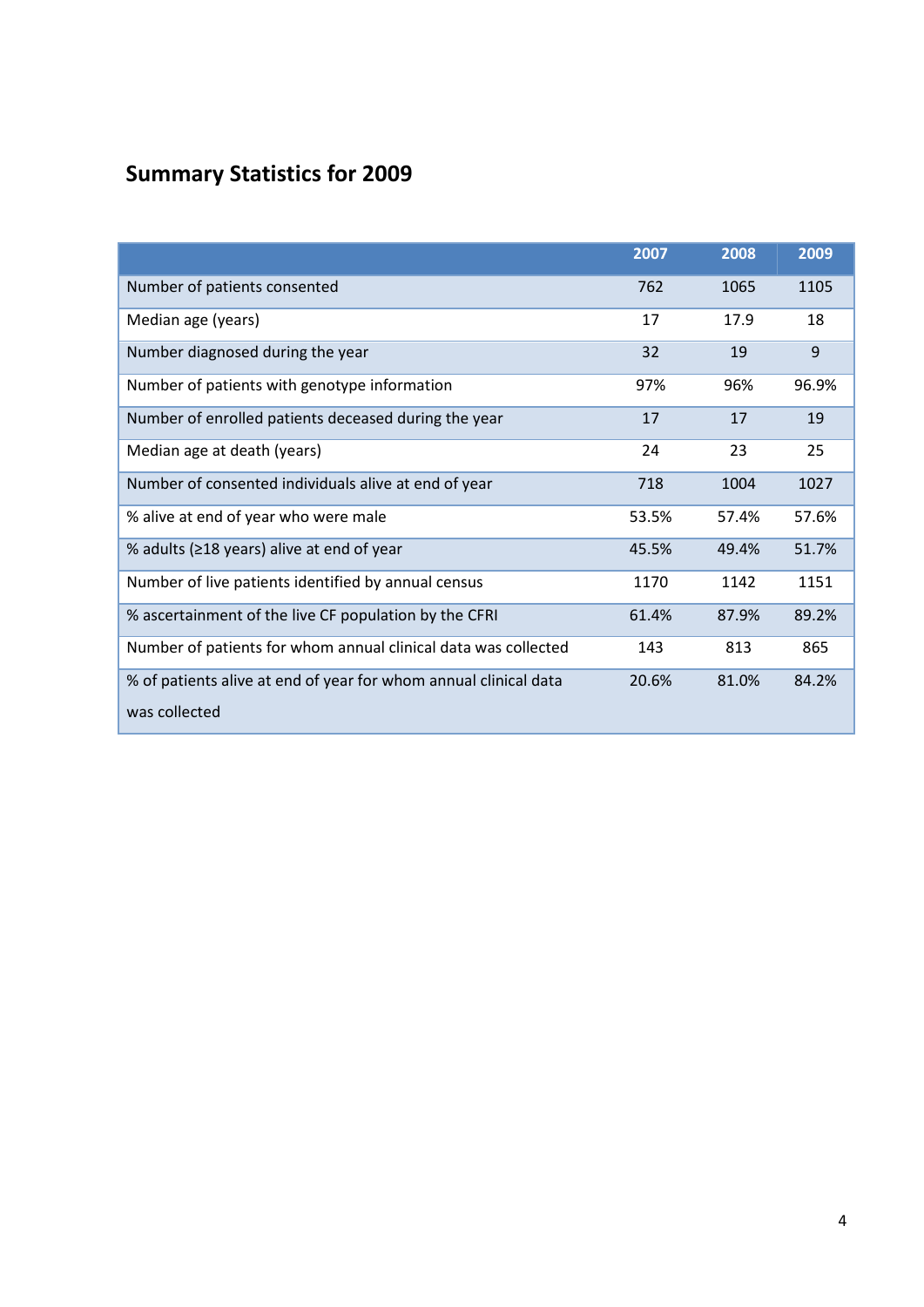## Summary Statistics for 2009

| | 2007 | 2008 | 2009 |
|---|---|---|---|
| Number of patients consented | 762 | 1065 | 1105 |
| Median age (years) | 17 | 17.9 | 18 |
| Number diagnosed during the year | 32 | 19 | 9 |
| Number of patients with genotype information | 97% | 96% | 96.9% |
| Number of enrolled patients deceased during the year | 17 | 17 | 19 |
| Median age at death (years) | 24 | 23 | 25 |
| Number of consented individuals alive at end of year | 718 | 1004 | 1027 |
| % alive at end of year who were male | 53.5% | 57.4% | 57.6% |
| % adults (≥18 years) alive at end of year | 45.5% | 49.4% | 51.7% |
| Number of live patients identified by annual census | 1170 | 1142 | 1151 |
| % ascertainment of the live CF population by the CFRI | 61.4% | 87.9% | 89.2% |
| Number of patients for whom annual clinical data was collected | 143 | 813 | 865 |
| % of patients alive at end of year for whom annual clinical data was collected | 20.6% | 81.0% | 84.2% |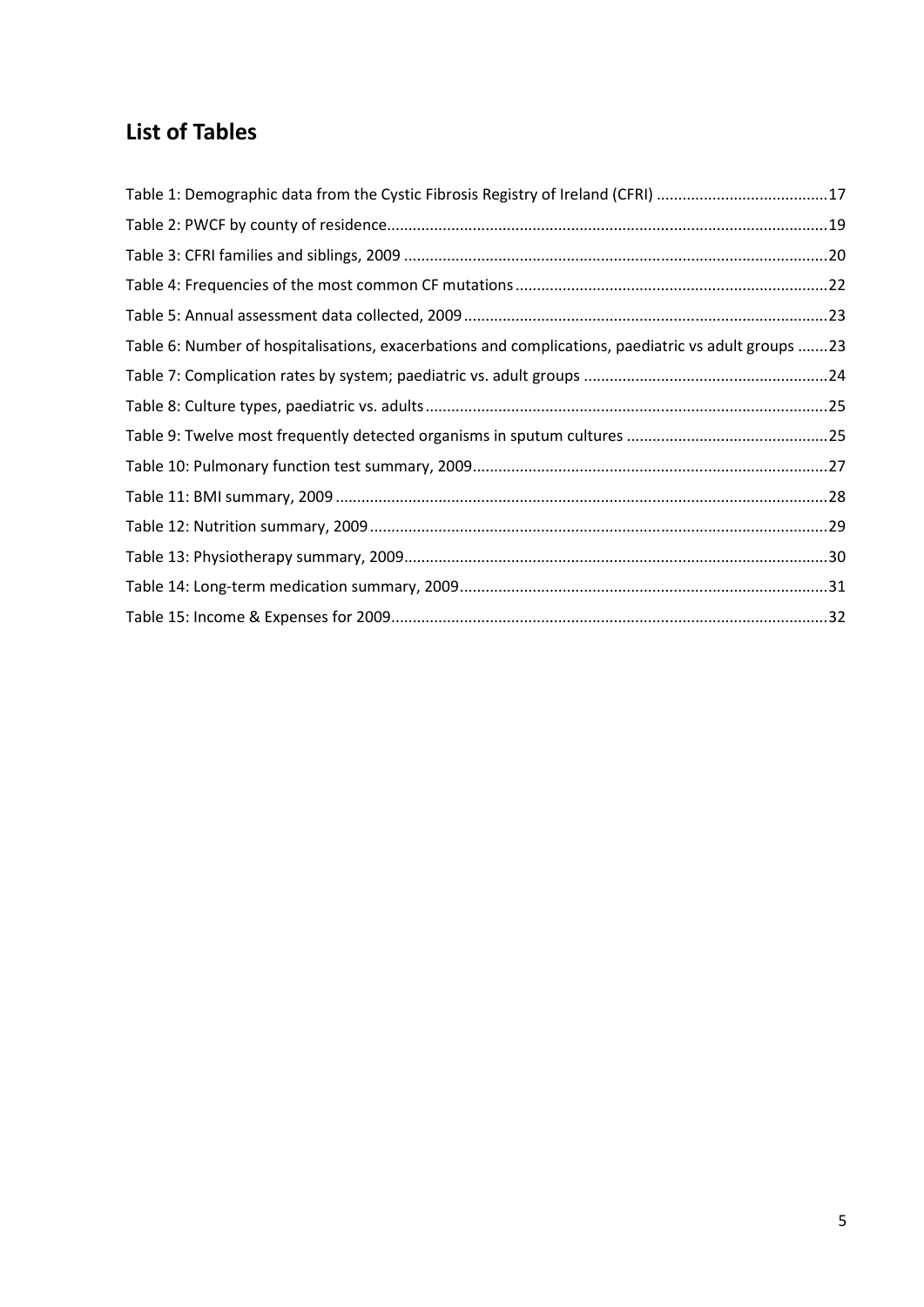## List of Tables

Table 1: Demographic data from the Cystic Fibrosis Registry of Ireland (CFRI) ........................................17

Table 2: PWCF by county of residence......................................................................................................19

Table 3: CFRI families and siblings, 2009 ..................................................................................................20

Table 4: Frequencies of the most common CF mutations.........................................................................22

Table 5: Annual assessment data collected, 2009 ....................................................................................23

Table 6: Number of hospitalisations, exacerbations and complications, paediatric vs adult groups .......23

Table 7: Complication rates by system; paediatric vs. adult groups .........................................................24

Table 8: Culture types, paediatric vs. adults..............................................................................................25

Table 9: Twelve most frequently detected organisms in sputum cultures ...............................................25

Table 10: Pulmonary function test summary, 2009...................................................................................27

Table 11: BMI summary, 2009 ...................................................................................................................28

Table 12: Nutrition summary, 2009...........................................................................................................29

Table 13: Physiotherapy summary, 2009...................................................................................................30

Table 14: Long-term medication summary, 2009.....................................................................................31

Table 15: Income & Expenses for 2009.....................................................................................................32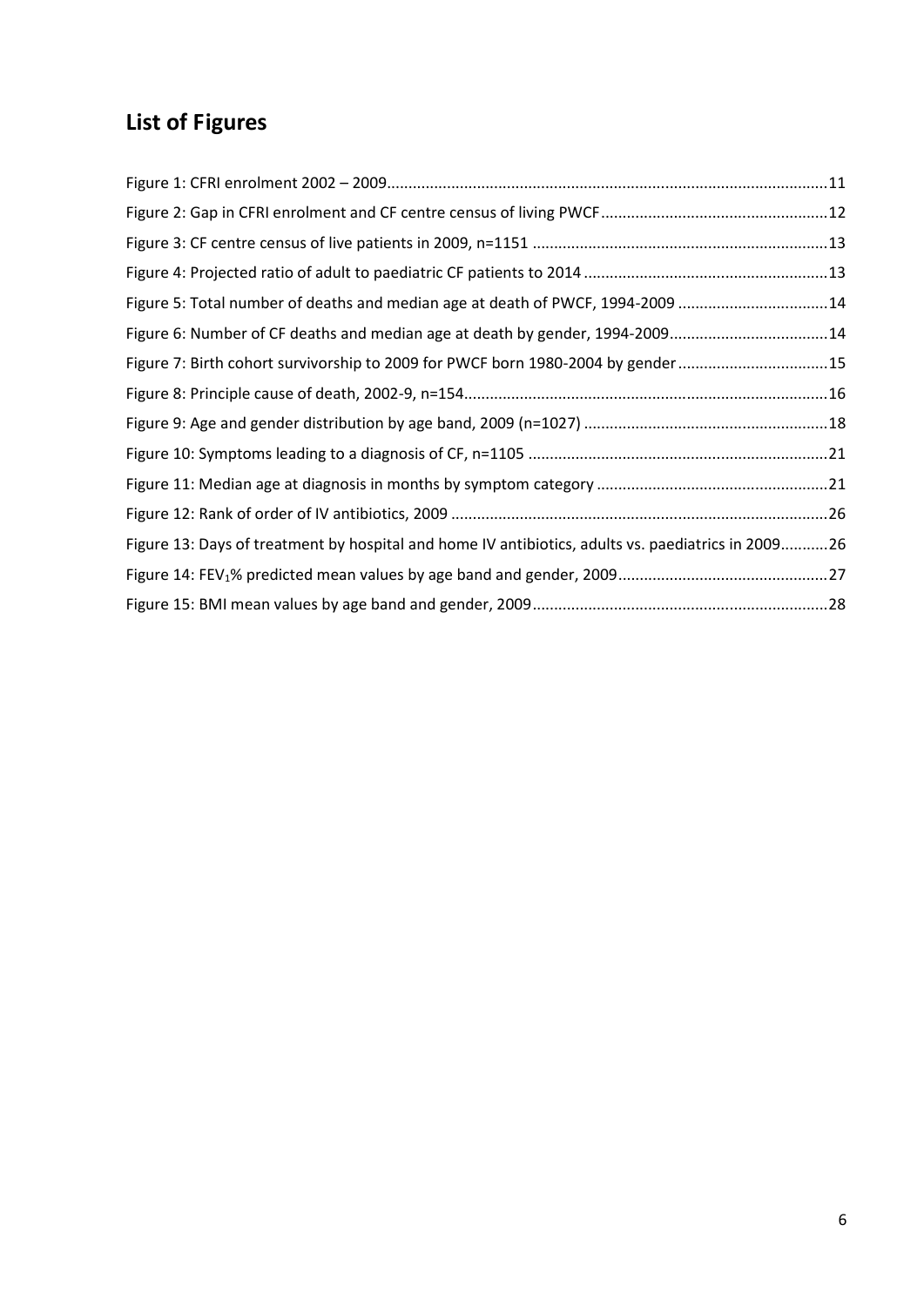## List of Figures

Figure 1: CFRI enrolment 2002 – 2009 ..... 11
Figure 2: Gap in CFRI enrolment and CF centre census of living PWCF ..... 12
Figure 3: CF centre census of live patients in 2009, n=1151 ..... 13
Figure 4: Projected ratio of adult to paediatric CF patients to 2014 ..... 13
Figure 5: Total number of deaths and median age at death of PWCF, 1994-2009 ..... 14
Figure 6: Number of CF deaths and median age at death by gender, 1994-2009 ..... 14
Figure 7: Birth cohort survivorship to 2009 for PWCF born 1980-2004 by gender ..... 15
Figure 8: Principle cause of death, 2002-9, n=154 ..... 16
Figure 9: Age and gender distribution by age band, 2009 (n=1027) ..... 18
Figure 10: Symptoms leading to a diagnosis of CF, n=1105 ..... 21
Figure 11: Median age at diagnosis in months by symptom category ..... 21
Figure 12: Rank of order of IV antibiotics, 2009 ..... 26
Figure 13: Days of treatment by hospital and home IV antibiotics, adults vs. paediatrics in 2009 ..... 26
Figure 14: $FEV_1$% predicted mean values by age band and gender, 2009 ..... 27
Figure 15: BMI mean values by age band and gender, 2009 ..... 28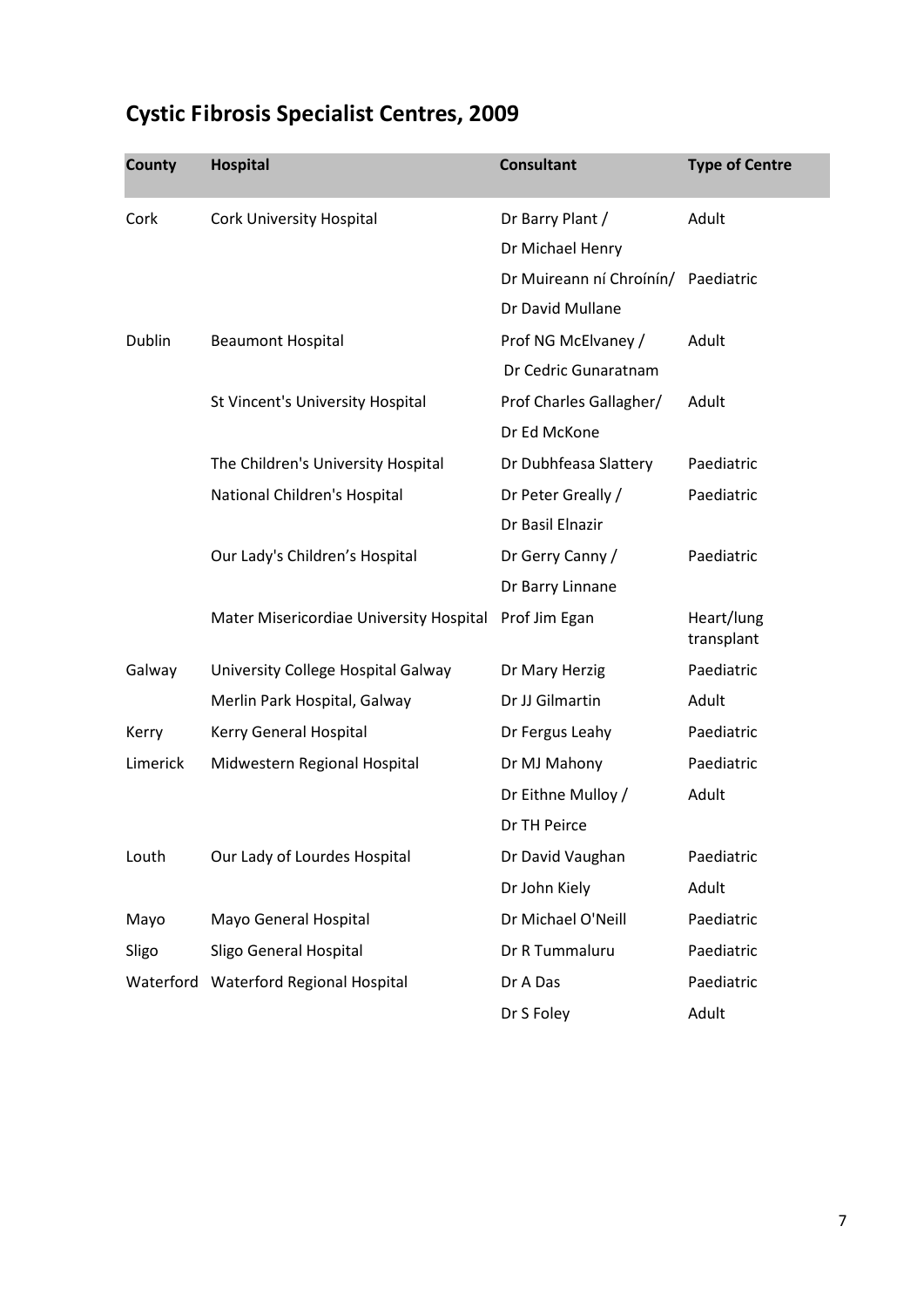# Cystic Fibrosis Specialist Centres, 2009

| County | Hospital | Consultant | Type of Centre |
|---|---|---|---|
| Cork | Cork University Hospital | Dr Barry Plant / Dr Michael Henry | Adult |
| | | Dr Muireann ní Chroínín/ Dr David Mullane | Paediatric |
| Dublin | Beaumont Hospital | Prof NG McElvaney / Dr Cedric Gunaratnam | Adult |
| | St Vincent's University Hospital | Prof Charles Gallagher/ Dr Ed McKone | Adult |
| | The Children's University Hospital | Dr Dubhfeasa Slattery | Paediatric |
| | National Children's Hospital | Dr Peter Greally / Dr Basil Elnazir | Paediatric |
| | Our Lady's Children's Hospital | Dr Gerry Canny / Dr Barry Linnane | Paediatric |
| | Mater Misericordiae University Hospital | Prof Jim Egan | Heart/lung transplant |
| Galway | University College Hospital Galway | Dr Mary Herzig | Paediatric |
| | Merlin Park Hospital, Galway | Dr JJ Gilmartin | Adult |
| Kerry | Kerry General Hospital | Dr Fergus Leahy | Paediatric |
| Limerick | Midwestern Regional Hospital | Dr MJ Mahony | Paediatric |
| | | Dr Eithne Mulloy / Dr TH Peirce | Adult |
| Louth | Our Lady of Lourdes Hospital | Dr David Vaughan | Paediatric |
| | | Dr John Kiely | Adult |
| Mayo | Mayo General Hospital | Dr Michael O'Neill | Paediatric |
| Sligo | Sligo General Hospital | Dr R Tummaluru | Paediatric |
| Waterford | Waterford Regional Hospital | Dr A Das | Paediatric |
| | | Dr S Foley | Adult |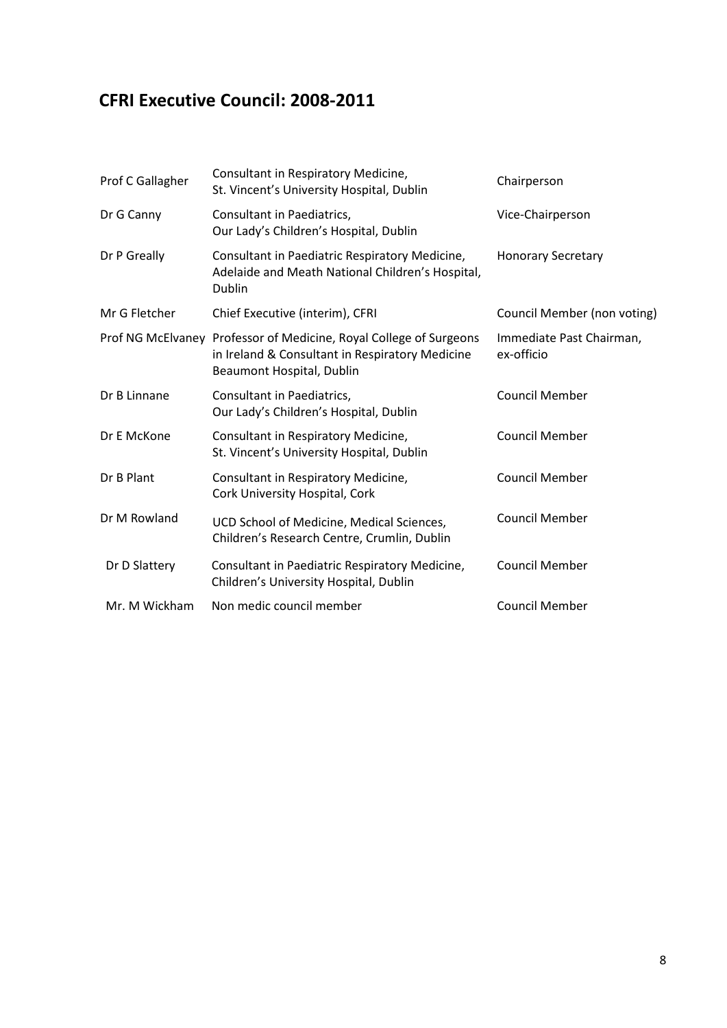## CFRI Executive Council: 2008-2011

| | | |
|---|---|---|
| Prof C Gallagher | Consultant in Respiratory Medicine, St. Vincent's University Hospital, Dublin | Chairperson |
| Dr G Canny | Consultant in Paediatrics, Our Lady's Children's Hospital, Dublin | Vice-Chairperson |
| Dr P Greally | Consultant in Paediatric Respiratory Medicine, Adelaide and Meath National Children's Hospital, Dublin | Honorary Secretary |
| Mr G Fletcher | Chief Executive (interim), CFRI | Council Member (non voting) |
| Prof NG McElvaney | Professor of Medicine, Royal College of Surgeons in Ireland & Consultant in Respiratory Medicine Beaumont Hospital, Dublin | Immediate Past Chairman, ex-officio |
| Dr B Linnane | Consultant in Paediatrics, Our Lady's Children's Hospital, Dublin | Council Member |
| Dr E McKone | Consultant in Respiratory Medicine, St. Vincent's University Hospital, Dublin | Council Member |
| Dr B Plant | Consultant in Respiratory Medicine, Cork University Hospital, Cork | Council Member |
| Dr M Rowland | UCD School of Medicine, Medical Sciences, Children's Research Centre, Crumlin, Dublin | Council Member |
| Dr D Slattery | Consultant in Paediatric Respiratory Medicine, Children's University Hospital, Dublin | Council Member |
| Mr. M Wickham | Non medic council member | Council Member |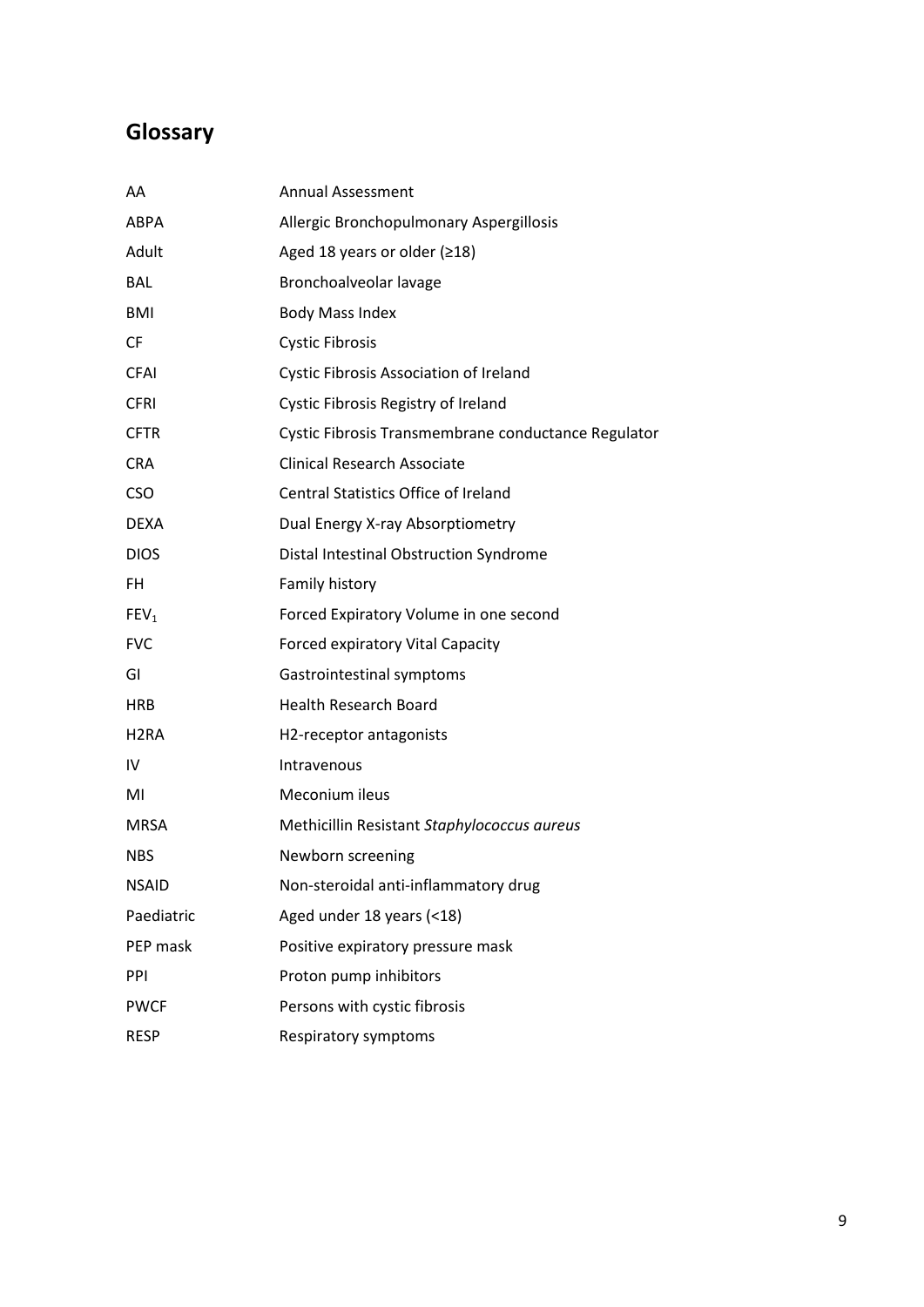## Glossary

| | |
|---|---|
| AA | Annual Assessment |
| ABPA | Allergic Bronchopulmonary Aspergillosis |
| Adult | Aged 18 years or older (≥18) |
| BAL | Bronchoalveolar lavage |
| BMI | Body Mass Index |
| CF | Cystic Fibrosis |
| CFAI | Cystic Fibrosis Association of Ireland |
| CFRI | Cystic Fibrosis Registry of Ireland |
| CFTR | Cystic Fibrosis Transmembrane conductance Regulator |
| CRA | Clinical Research Associate |
| CSO | Central Statistics Office of Ireland |
| DEXA | Dual Energy X-ray Absorptiometry |
| DIOS | Distal Intestinal Obstruction Syndrome |
| FH | Family history |
| $FEV_1$ | Forced Expiratory Volume in one second |
| FVC | Forced expiratory Vital Capacity |
| GI | Gastrointestinal symptoms |
| HRB | Health Research Board |
| H2RA | H2-receptor antagonists |
| IV | Intravenous |
| MI | Meconium ileus |
| MRSA | Methicillin Resistant *Staphylococcus aureus* |
| NBS | Newborn screening |
| NSAID | Non-steroidal anti-inflammatory drug |
| Paediatric | Aged under 18 years (<18) |
| PEP mask | Positive expiratory pressure mask |
| PPI | Proton pump inhibitors |
| PWCF | Persons with cystic fibrosis |
| RESP | Respiratory symptoms |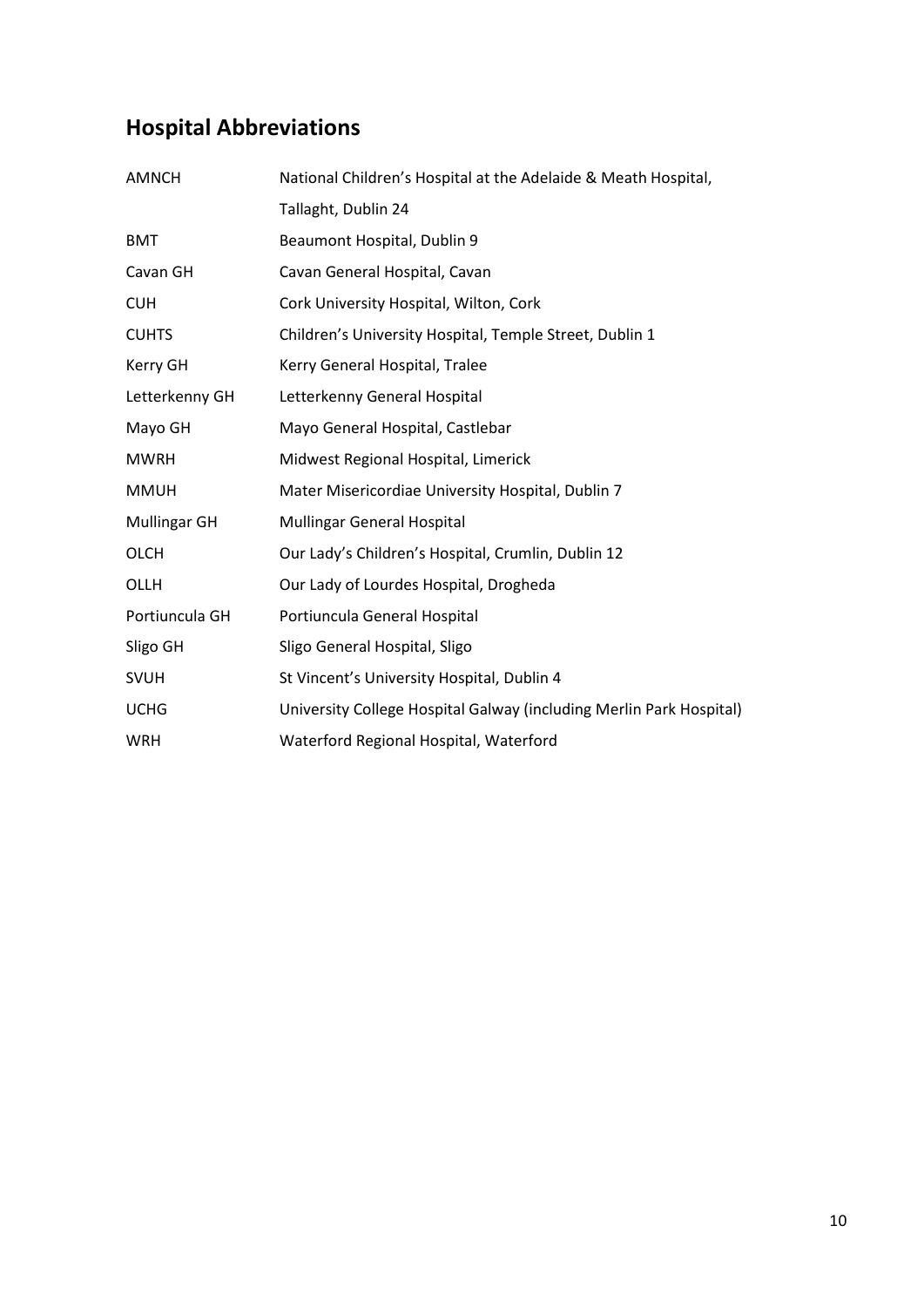## Hospital Abbreviations

| | |
|---|---|
| AMNCH | National Children's Hospital at the Adelaide & Meath Hospital, Tallaght, Dublin 24 |
| BMT | Beaumont Hospital, Dublin 9 |
| Cavan GH | Cavan General Hospital, Cavan |
| CUH | Cork University Hospital, Wilton, Cork |
| CUHTS | Children's University Hospital, Temple Street, Dublin 1 |
| Kerry GH | Kerry General Hospital, Tralee |
| Letterkenny GH | Letterkenny General Hospital |
| Mayo GH | Mayo General Hospital, Castlebar |
| MWRH | Midwest Regional Hospital, Limerick |
| MMUH | Mater Misericordiae University Hospital, Dublin 7 |
| Mullingar GH | Mullingar General Hospital |
| OLCH | Our Lady's Children's Hospital, Crumlin, Dublin 12 |
| OLLH | Our Lady of Lourdes Hospital, Drogheda |
| Portiuncula GH | Portiuncula General Hospital |
| Sligo GH | Sligo General Hospital, Sligo |
| SVUH | St Vincent's University Hospital, Dublin 4 |
| UCHG | University College Hospital Galway (including Merlin Park Hospital) |
| WRH | Waterford Regional Hospital, Waterford |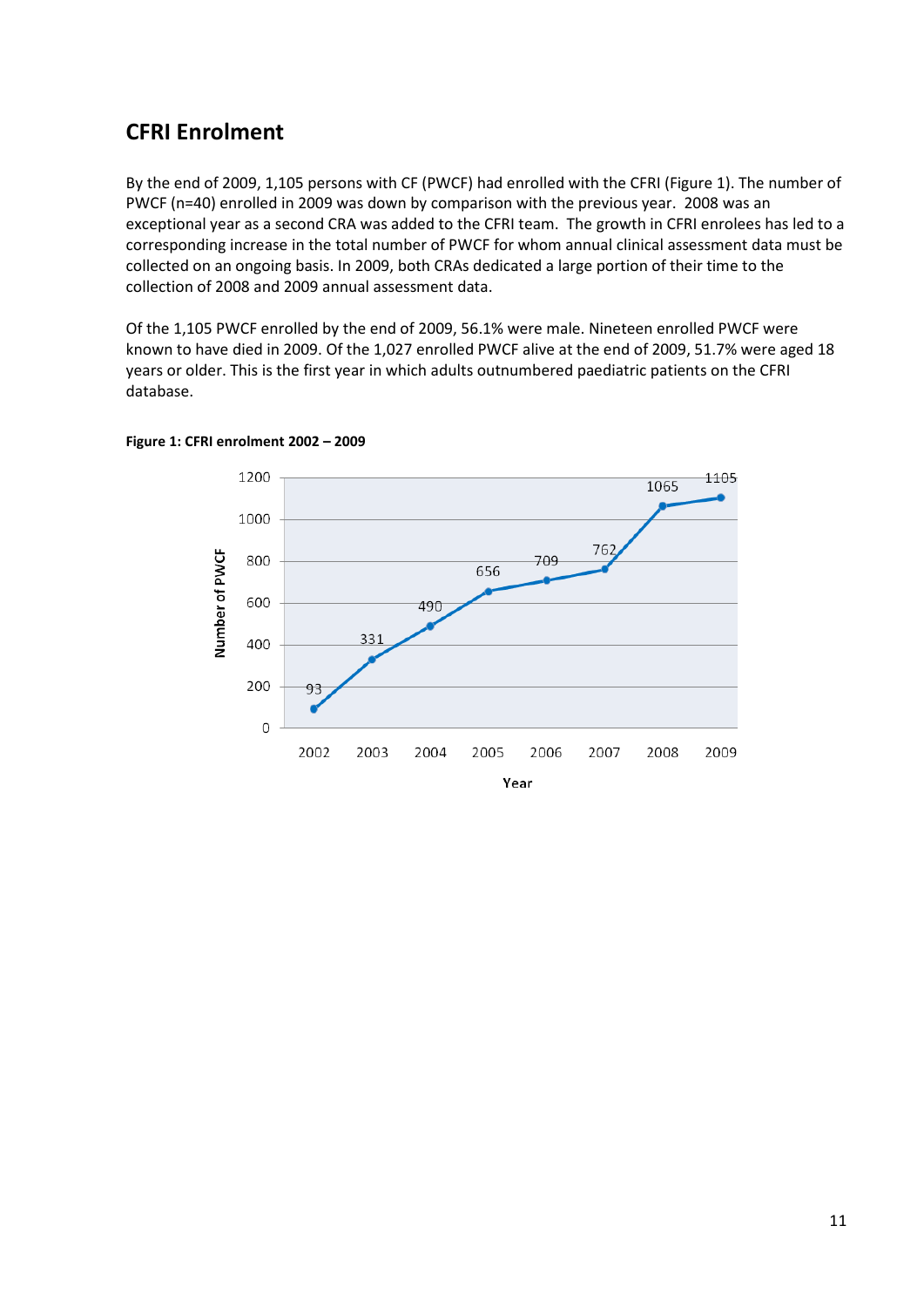## CFRI Enrolment

By the end of 2009, 1,105 persons with CF (PWCF) had enrolled with the CFRI (Figure 1). The number of PWCF (n=40) enrolled in 2009 was down by comparison with the previous year. 2008 was an exceptional year as a second CRA was added to the CFRI team. The growth in CFRI enrolees has led to a corresponding increase in the total number of PWCF for whom annual clinical assessment data must be collected on an ongoing basis. In 2009, both CRAs dedicated a large portion of their time to the collection of 2008 and 2009 annual assessment data.

Of the 1,105 PWCF enrolled by the end of 2009, 56.1% were male. Nineteen enrolled PWCF were known to have died in 2009. Of the 1,027 enrolled PWCF alive at the end of 2009, 51.7% were aged 18 years or older. This is the first year in which adults outnumbered paediatric patients on the CFRI database.

**Figure 1: CFRI enrolment 2002 – 2009**

| Year | Number of PWCF |
| --- | --- |
| 2002 | 93 |
| 2003 | 331 |
| 2004 | 490 |
| 2005 | 656 |
| 2006 | 709 |
| 2007 | 762 |
| 2008 | 1065 |
| 2009 | 1105 |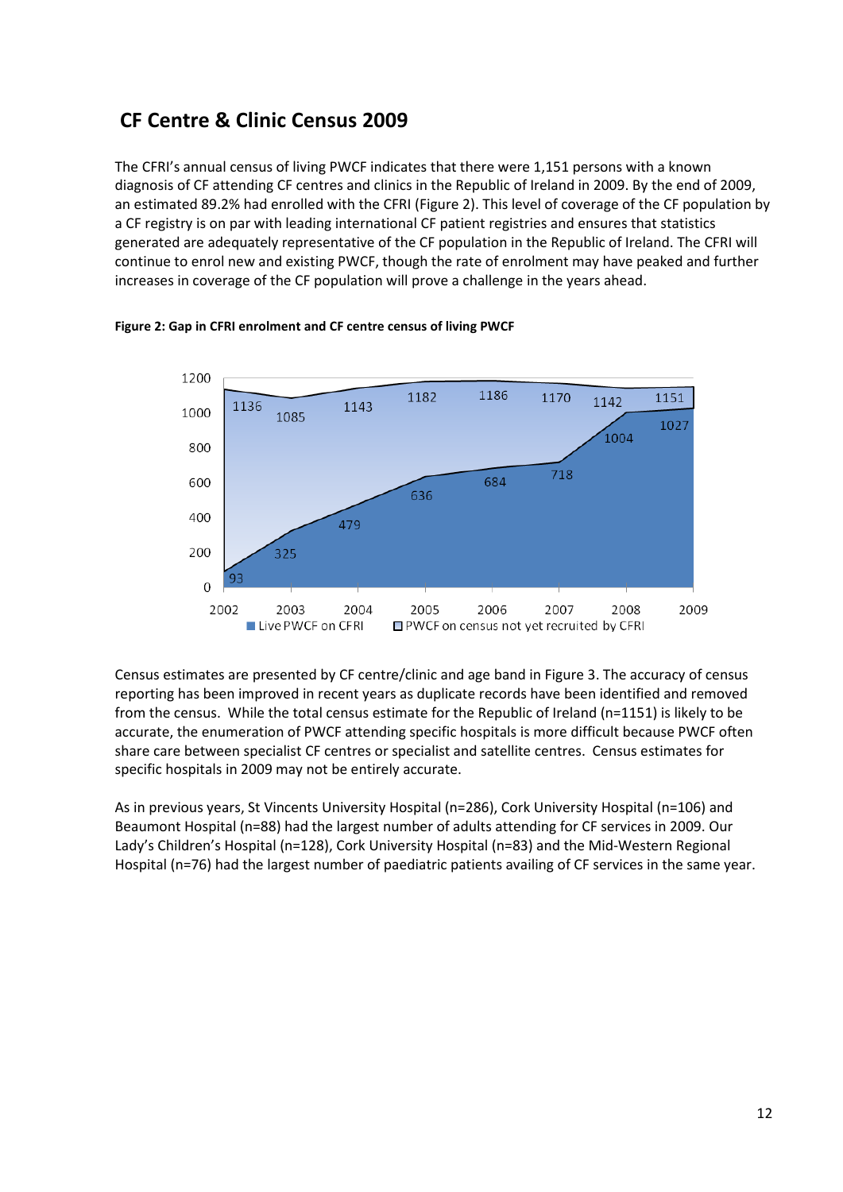## CF Centre & Clinic Census 2009

The CFRI's annual census of living PWCF indicates that there were 1,151 persons with a known diagnosis of CF attending CF centres and clinics in the Republic of Ireland in 2009. By the end of 2009, an estimated 89.2% had enrolled with the CFRI (Figure 2). This level of coverage of the CF population by a CF registry is on par with leading international CF patient registries and ensures that statistics generated are adequately representative of the CF population in the Republic of Ireland. The CFRI will continue to enrol new and existing PWCF, though the rate of enrolment may have peaked and further increases in coverage of the CF population will prove a challenge in the years ahead.

**Figure 2: Gap in CFRI enrolment and CF centre census of living PWCF**

| Year | Live PWCF on CFRI | PWCF on census (total) |
|---|---|---|
| 2002 | 93 | 1136 |
| 2003 | 325 | 1085 |
| 2004 | 479 | 1143 |
| 2005 | 636 | 1182 |
| 2006 | 684 | 1186 |
| 2007 | 718 | 1170 |
| 2008 | 1004 | 1142 |
| 2009 | 1027 | 1151 |

Legend: Live PWCF on CFRI; PWCF on census not yet recruited by CFRI

Census estimates are presented by CF centre/clinic and age band in Figure 3. The accuracy of census reporting has been improved in recent years as duplicate records have been identified and removed from the census. While the total census estimate for the Republic of Ireland (n=1151) is likely to be accurate, the enumeration of PWCF attending specific hospitals is more difficult because PWCF often share care between specialist CF centres or specialist and satellite centres. Census estimates for specific hospitals in 2009 may not be entirely accurate.

As in previous years, St Vincents University Hospital (n=286), Cork University Hospital (n=106) and Beaumont Hospital (n=88) had the largest number of adults attending for CF services in 2009. Our Lady's Children's Hospital (n=128), Cork University Hospital (n=83) and the Mid-Western Regional Hospital (n=76) had the largest number of paediatric patients availing of CF services in the same year.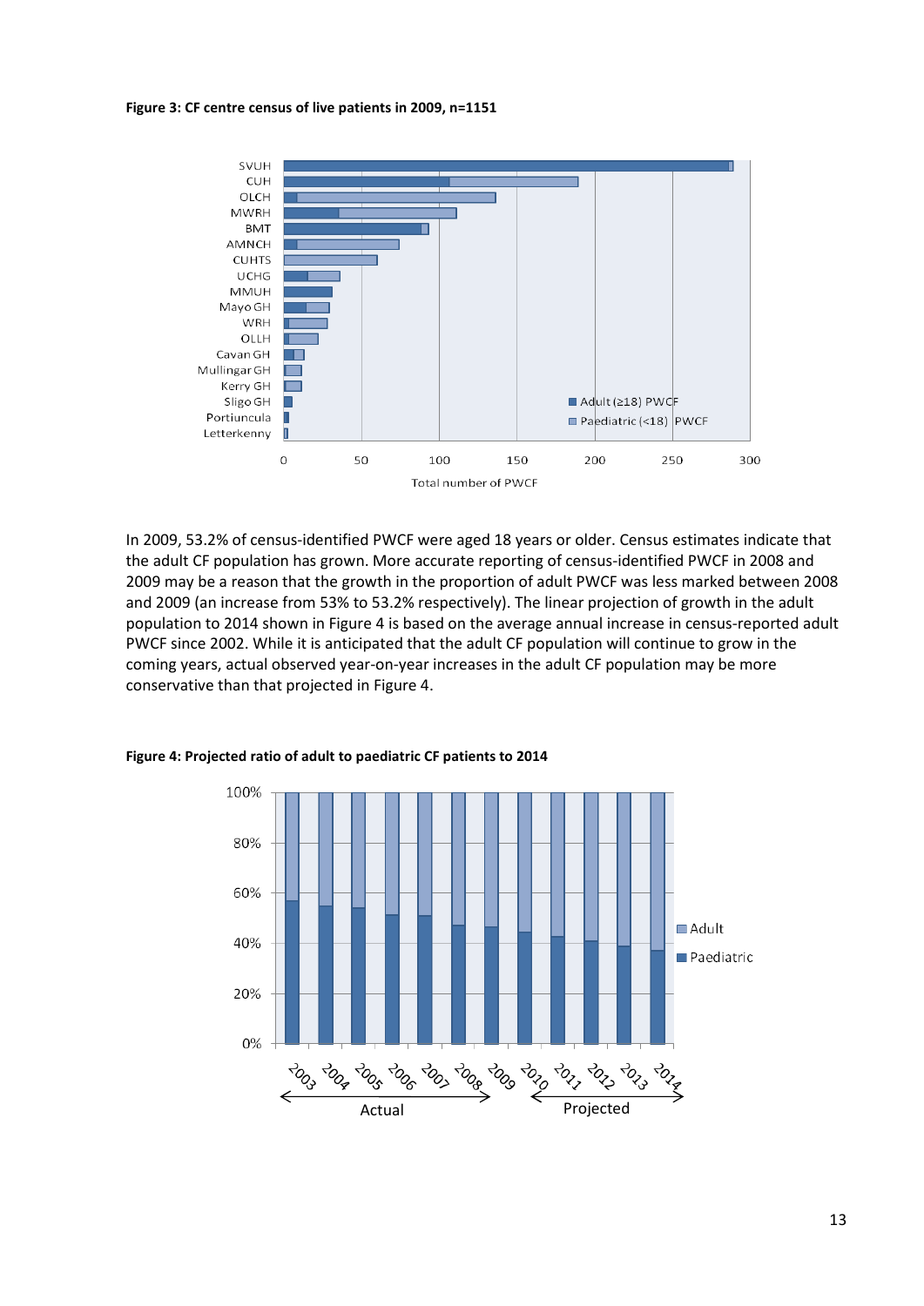**Figure 3: CF centre census of live patients in 2009, n=1151**

In 2009, 53.2% of census-identified PWCF were aged 18 years or older. Census estimates indicate that the adult CF population has grown. More accurate reporting of census-identified PWCF in 2008 and 2009 may be a reason that the growth in the proportion of adult PWCF was less marked between 2008 and 2009 (an increase from 53% to 53.2% respectively). The linear projection of growth in the adult population to 2014 shown in Figure 4 is based on the average annual increase in census-reported adult PWCF since 2002. While it is anticipated that the adult CF population will continue to grow in the coming years, actual observed year-on-year increases in the adult CF population may be more conservative than that projected in Figure 4.

**Figure 4: Projected ratio of adult to paediatric CF patients to 2014**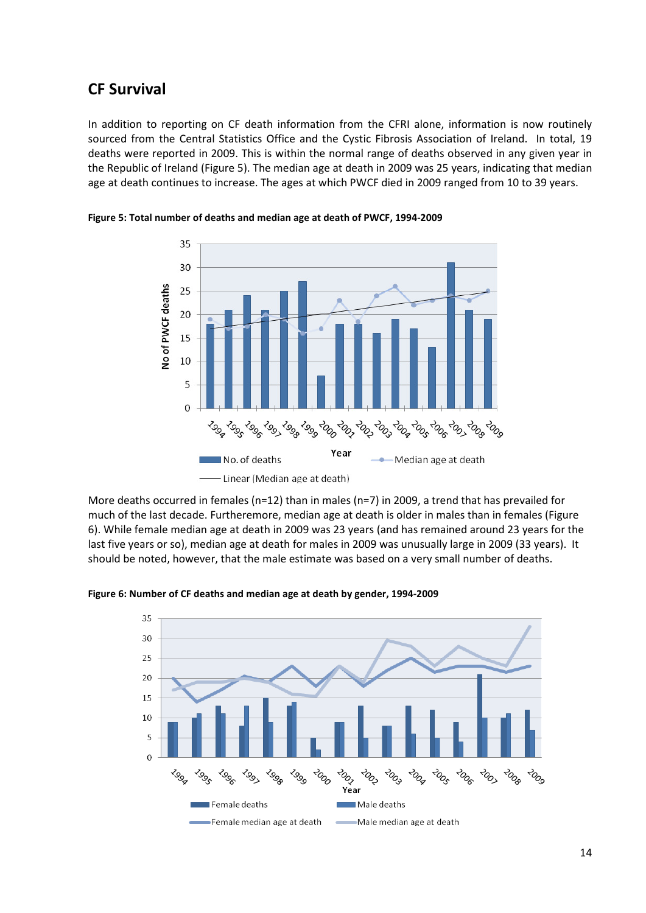## CF Survival

In addition to reporting on CF death information from the CFRI alone, information is now routinely sourced from the Central Statistics Office and the Cystic Fibrosis Association of Ireland. In total, 19 deaths were reported in 2009. This is within the normal range of deaths observed in any given year in the Republic of Ireland (Figure 5). The median age at death in 2009 was 25 years, indicating that median age at death continues to increase. The ages at which PWCF died in 2009 ranged from 10 to 39 years.

**Figure 5: Total number of deaths and median age at death of PWCF, 1994-2009**

More deaths occurred in females (n=12) than in males (n=7) in 2009, a trend that has prevailed for much of the last decade. Furthermore, median age at death is older in males than in females (Figure 6). While female median age at death in 2009 was 23 years (and has remained around 23 years for the last five years or so), median age at death for males in 2009 was unusually large in 2009 (33 years). It should be noted, however, that the male estimate was based on a very small number of deaths.

**Figure 6: Number of CF deaths and median age at death by gender, 1994-2009**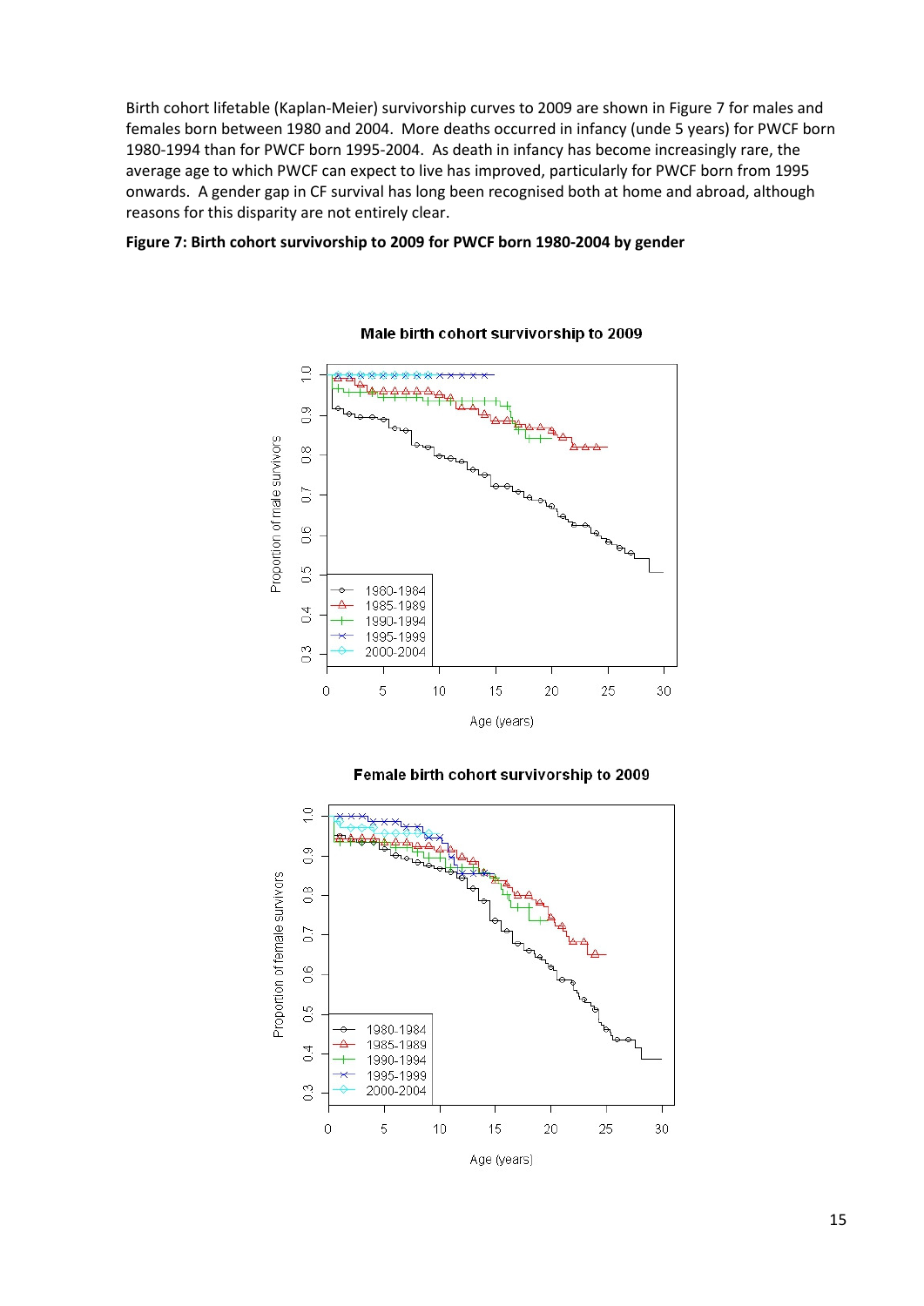Birth cohort lifetable (Kaplan-Meier) survivorship curves to 2009 are shown in Figure 7 for males and females born between 1980 and 2004. More deaths occurred in infancy (unde 5 years) for PWCF born 1980-1994 than for PWCF born 1995-2004. As death in infancy has become increasingly rare, the average age to which PWCF can expect to live has improved, particularly for PWCF born from 1995 onwards. A gender gap in CF survival has long been recognised both at home and abroad, although reasons for this disparity are not entirely clear.

**Figure 7: Birth cohort survivorship to 2009 for PWCF born 1980-2004 by gender**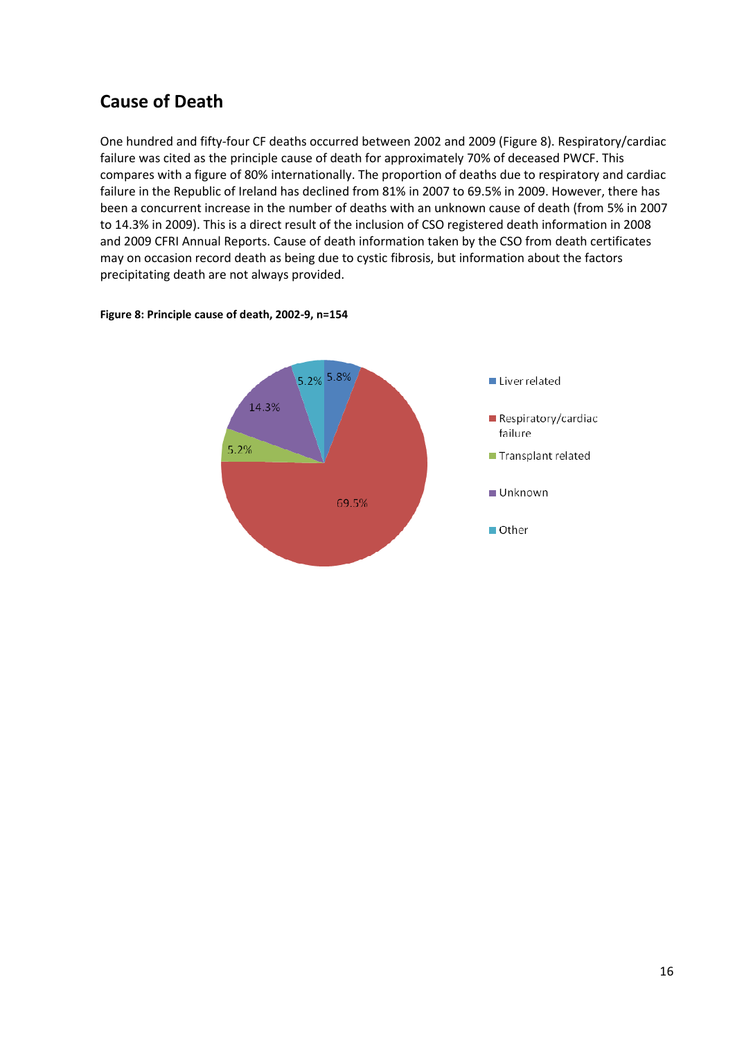## Cause of Death

One hundred and fifty-four CF deaths occurred between 2002 and 2009 (Figure 8). Respiratory/cardiac failure was cited as the principle cause of death for approximately 70% of deceased PWCF. This compares with a figure of 80% internationally. The proportion of deaths due to respiratory and cardiac failure in the Republic of Ireland has declined from 81% in 2007 to 69.5% in 2009. However, there has been a concurrent increase in the number of deaths with an unknown cause of death (from 5% in 2007 to 14.3% in 2009). This is a direct result of the inclusion of CSO registered death information in 2008 and 2009 CFRI Annual Reports. Cause of death information taken by the CSO from death certificates may on occasion record death as being due to cystic fibrosis, but information about the factors precipitating death are not always provided.

**Figure 8: Principle cause of death, 2002-9, n=154**

| Cause | % |
|---|---|
| Liver related | 5.8% |
| Respiratory/cardiac failure | 69.5% |
| Transplant related | 5.2% |
| Unknown | 14.3% |
| Other | 5.2% |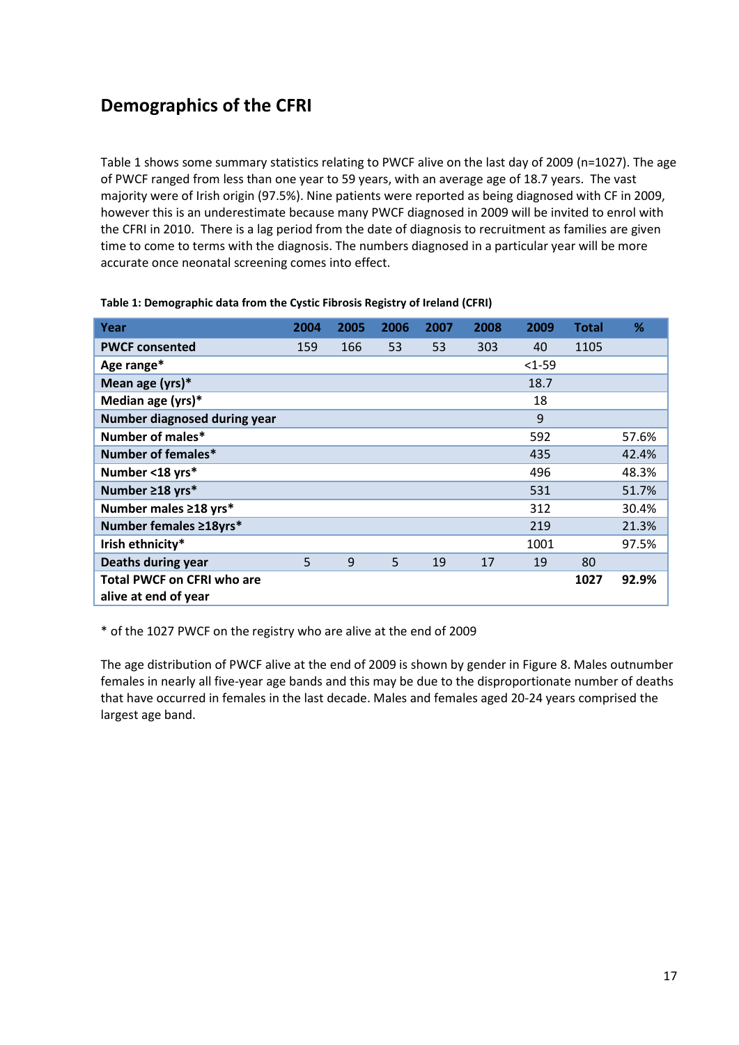## Demographics of the CFRI

Table 1 shows some summary statistics relating to PWCF alive on the last day of 2009 (n=1027). The age of PWCF ranged from less than one year to 59 years, with an average age of 18.7 years. The vast majority were of Irish origin (97.5%). Nine patients were reported as being diagnosed with CF in 2009, however this is an underestimate because many PWCF diagnosed in 2009 will be invited to enrol with the CFRI in 2010. There is a lag period from the date of diagnosis to recruitment as families are given time to come to terms with the diagnosis. The numbers diagnosed in a particular year will be more accurate once neonatal screening comes into effect.

**Table 1: Demographic data from the Cystic Fibrosis Registry of Ireland (CFRI)**

| Year | 2004 | 2005 | 2006 | 2007 | 2008 | 2009 | Total | % |
|---|---|---|---|---|---|---|---|---|
| PWCF consented | 159 | 166 | 53 | 53 | 303 | 40 | 1105 | |
| Age range* | | | | | | <1-59 | | |
| Mean age (yrs)* | | | | | | 18.7 | | |
| Median age (yrs)* | | | | | | 18 | | |
| Number diagnosed during year | | | | | | 9 | | |
| Number of males* | | | | | | 592 | | 57.6% |
| Number of females* | | | | | | 435 | | 42.4% |
| Number <18 yrs* | | | | | | 496 | | 48.3% |
| Number ≥18 yrs* | | | | | | 531 | | 51.7% |
| Number males ≥18 yrs* | | | | | | 312 | | 30.4% |
| Number females ≥18yrs* | | | | | | 219 | | 21.3% |
| Irish ethnicity* | | | | | | 1001 | | 97.5% |
| Deaths during year | 5 | 9 | 5 | 19 | 17 | 19 | 80 | |
| **Total PWCF on CFRI who are alive at end of year** | | | | | | | **1027** | **92.9%** |

* of the 1027 PWCF on the registry who are alive at the end of 2009

The age distribution of PWCF alive at the end of 2009 is shown by gender in Figure 8. Males outnumber females in nearly all five-year age bands and this may be due to the disproportionate number of deaths that have occurred in females in the last decade. Males and females aged 20-24 years comprised the largest age band.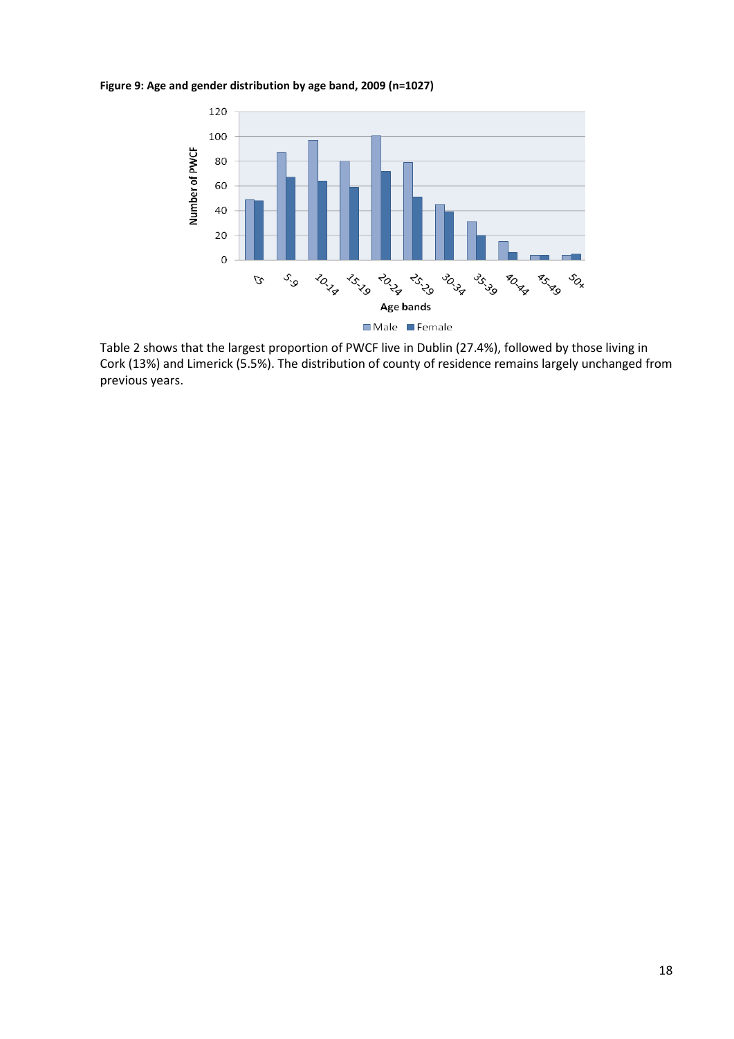**Figure 9: Age and gender distribution by age band, 2009 (n=1027)**

Table 2 shows that the largest proportion of PWCF live in Dublin (27.4%), followed by those living in Cork (13%) and Limerick (5.5%). The distribution of county of residence remains largely unchanged from previous years.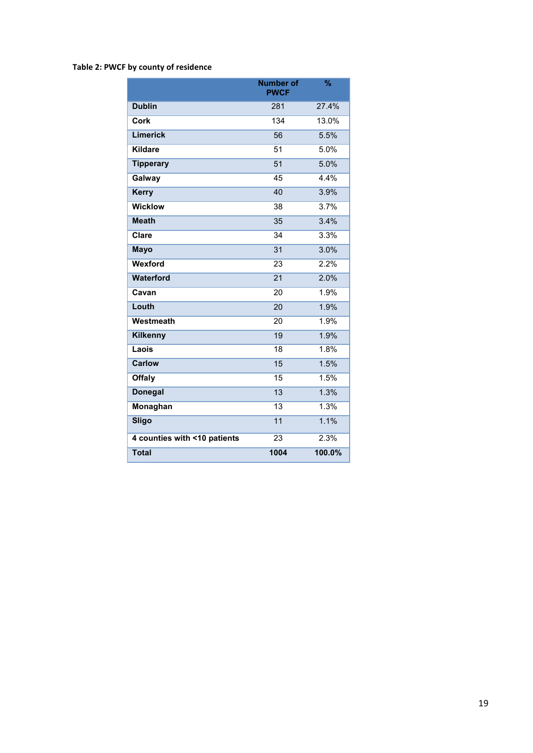**Table 2: PWCF by county of residence**

| | Number of PWCF | % |
|---|---|---|
| **Dublin** | 281 | 27.4% |
| **Cork** | 134 | 13.0% |
| **Limerick** | 56 | 5.5% |
| **Kildare** | 51 | 5.0% |
| **Tipperary** | 51 | 5.0% |
| **Galway** | 45 | 4.4% |
| **Kerry** | 40 | 3.9% |
| **Wicklow** | 38 | 3.7% |
| **Meath** | 35 | 3.4% |
| **Clare** | 34 | 3.3% |
| **Mayo** | 31 | 3.0% |
| **Wexford** | 23 | 2.2% |
| **Waterford** | 21 | 2.0% |
| **Cavan** | 20 | 1.9% |
| **Louth** | 20 | 1.9% |
| **Westmeath** | 20 | 1.9% |
| **Kilkenny** | 19 | 1.9% |
| **Laois** | 18 | 1.8% |
| **Carlow** | 15 | 1.5% |
| **Offaly** | 15 | 1.5% |
| **Donegal** | 13 | 1.3% |
| **Monaghan** | 13 | 1.3% |
| **Sligo** | 11 | 1.1% |
| **4 counties with <10 patients** | 23 | 2.3% |
| **Total** | **1004** | **100.0%** |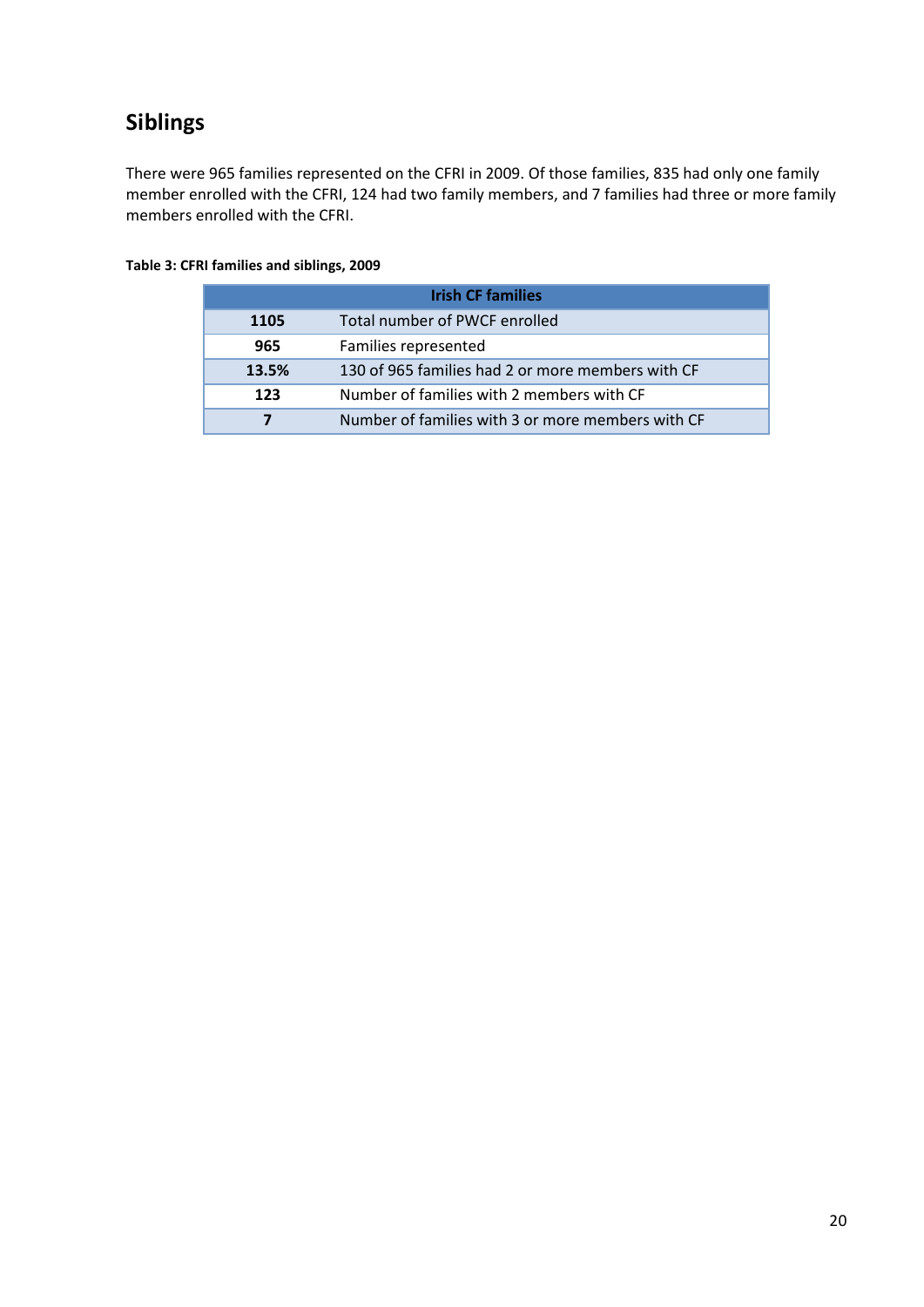## Siblings

There were 965 families represented on the CFRI in 2009. Of those families, 835 had only one family member enrolled with the CFRI, 124 had two family members, and 7 families had three or more family members enrolled with the CFRI.

**Table 3: CFRI families and siblings, 2009**

| Irish CF families | |
|---|---|
| **1105** | Total number of PWCF enrolled |
| **965** | Families represented |
| **13.5%** | 130 of 965 families had 2 or more members with CF |
| **123** | Number of families with 2 members with CF |
| **7** | Number of families with 3 or more members with CF |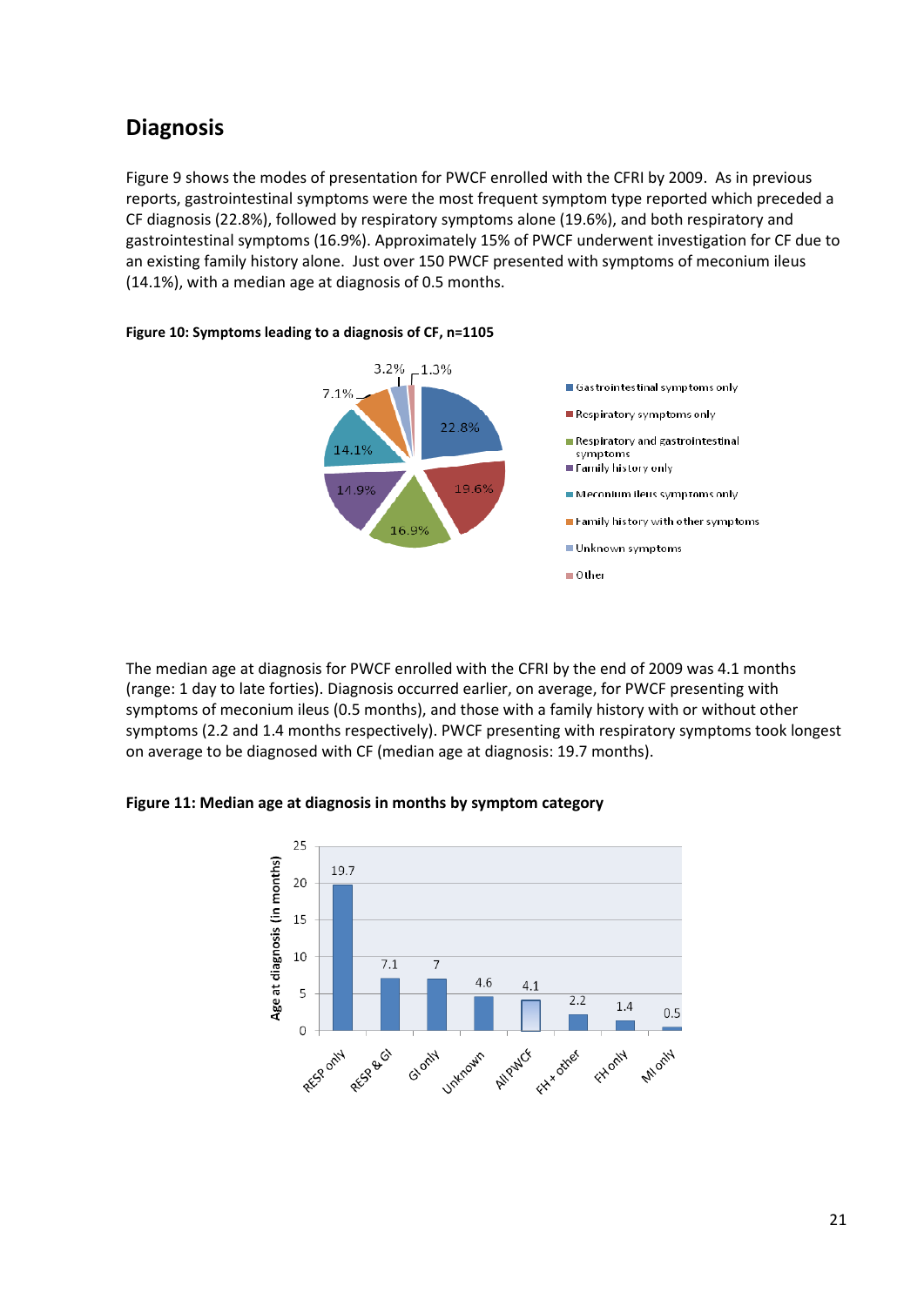## Diagnosis

Figure 9 shows the modes of presentation for PWCF enrolled with the CFRI by 2009. As in previous reports, gastrointestinal symptoms were the most frequent symptom type reported which preceded a CF diagnosis (22.8%), followed by respiratory symptoms alone (19.6%), and both respiratory and gastrointestinal symptoms (16.9%). Approximately 15% of PWCF underwent investigation for CF due to an existing family history alone. Just over 150 PWCF presented with symptoms of meconium ileus (14.1%), with a median age at diagnosis of 0.5 months.

**Figure 10: Symptoms leading to a diagnosis of CF, n=1105**

| Symptom | % |
|---|---|
| Gastrointestinal symptoms only | 22.8% |
| Respiratory symptoms only | 19.6% |
| Respiratory and gastrointestinal symptoms | 16.9% |
| Family history only | 14.9% |
| Meconium ileus symptoms only | 14.1% |
| Family history with other symptoms | 7.1% |
| Unknown symptoms | 3.2% |
| Other | 1.3% |

The median age at diagnosis for PWCF enrolled with the CFRI by the end of 2009 was 4.1 months (range: 1 day to late forties). Diagnosis occurred earlier, on average, for PWCF presenting with symptoms of meconium ileus (0.5 months), and those with a family history with or without other symptoms (2.2 and 1.4 months respectively). PWCF presenting with respiratory symptoms took longest on average to be diagnosed with CF (median age at diagnosis: 19.7 months).

**Figure 11: Median age at diagnosis in months by symptom category**

| Symptom category | Age at diagnosis (in months) |
|---|---|
| RESP only | 19.7 |
| RESP & GI | 7.1 |
| GI only | 7 |
| Unknown | 4.6 |
| All PWCF | 4.1 |
| FH + other | 2.2 |
| FH only | 1.4 |
| MI only | 0.5 |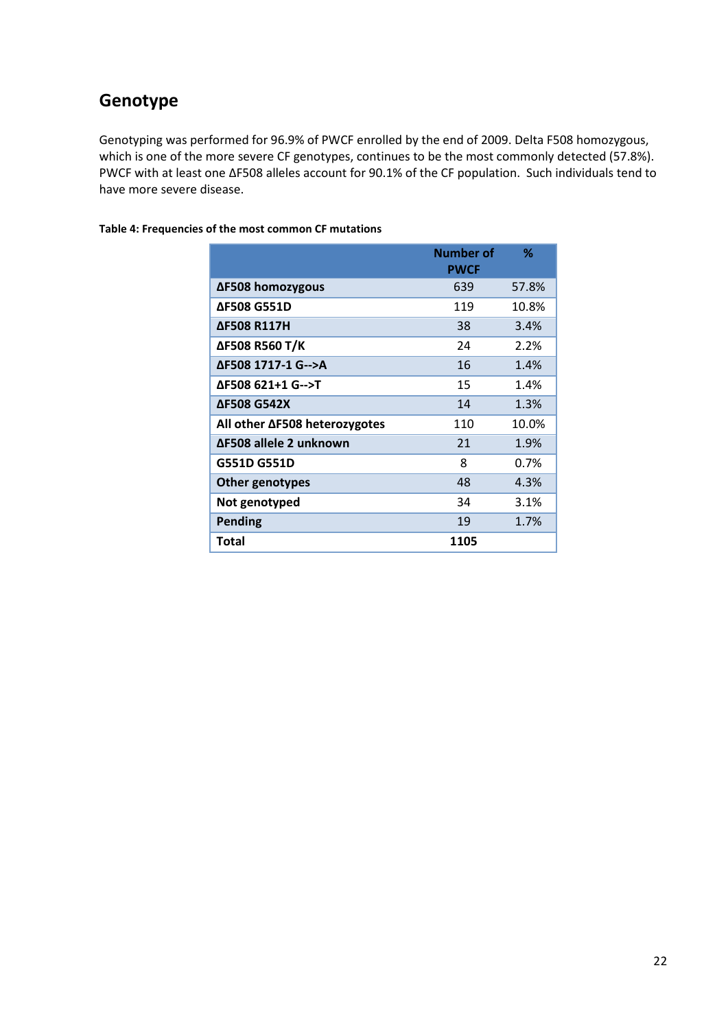## Genotype

Genotyping was performed for 96.9% of PWCF enrolled by the end of 2009. Delta F508 homozygous, which is one of the more severe CF genotypes, continues to be the most commonly detected (57.8%). PWCF with at least one ΔF508 alleles account for 90.1% of the CF population. Such individuals tend to have more severe disease.

**Table 4: Frequencies of the most common CF mutations**

| | Number of PWCF | % |
|---|---|---|
| **ΔF508 homozygous** | 639 | 57.8% |
| **ΔF508 G551D** | 119 | 10.8% |
| **ΔF508 R117H** | 38 | 3.4% |
| **ΔF508 R560 T/K** | 24 | 2.2% |
| **ΔF508 1717-1 G-->A** | 16 | 1.4% |
| **ΔF508 621+1 G-->T** | 15 | 1.4% |
| **ΔF508 G542X** | 14 | 1.3% |
| **All other ΔF508 heterozygotes** | 110 | 10.0% |
| **ΔF508 allele 2 unknown** | 21 | 1.9% |
| **G551D G551D** | 8 | 0.7% |
| **Other genotypes** | 48 | 4.3% |
| **Not genotyped** | 34 | 3.1% |
| **Pending** | 19 | 1.7% |
| **Total** | **1105** | |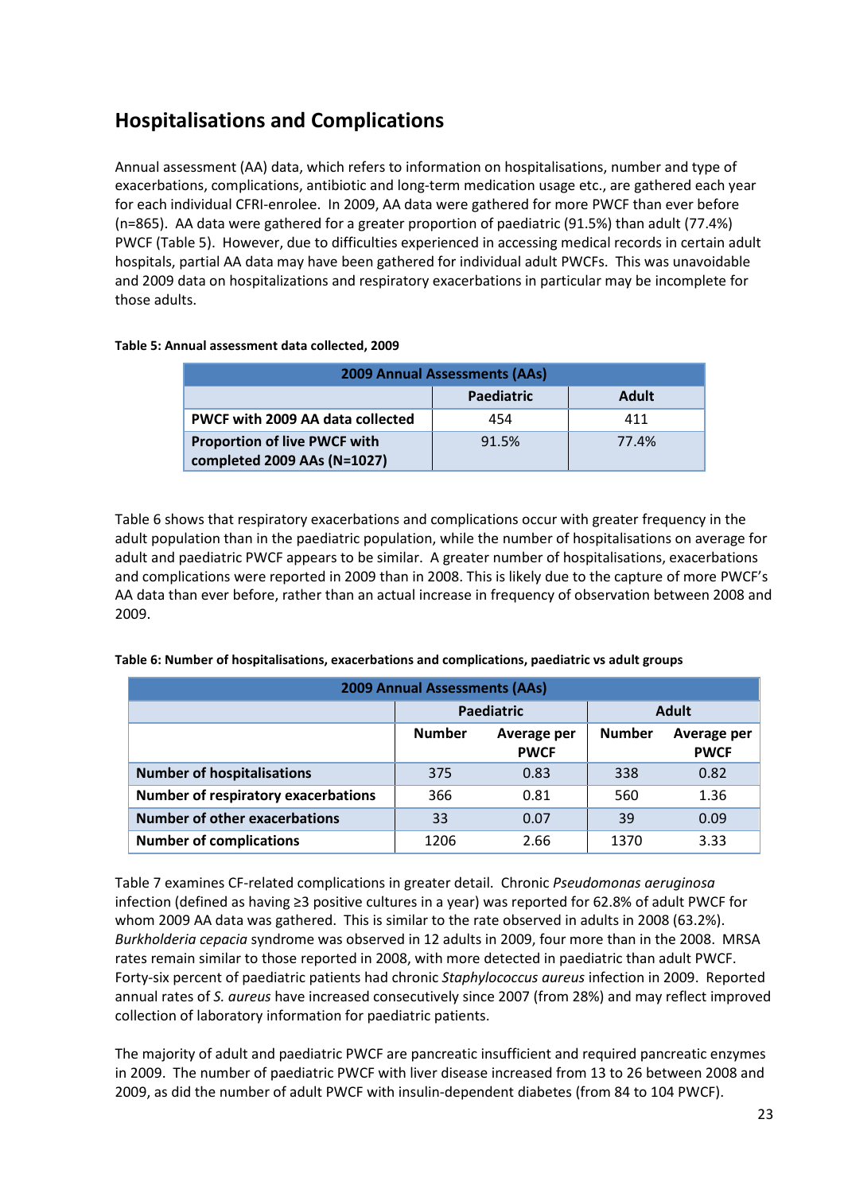## Hospitalisations and Complications

Annual assessment (AA) data, which refers to information on hospitalisations, number and type of exacerbations, complications, antibiotic and long-term medication usage etc., are gathered each year for each individual CFRI-enrolee. In 2009, AA data were gathered for more PWCF than ever before (n=865). AA data were gathered for a greater proportion of paediatric (91.5%) than adult (77.4%) PWCF (Table 5). However, due to difficulties experienced in accessing medical records in certain adult hospitals, partial AA data may have been gathered for individual adult PWCFs. This was unavoidable and 2009 data on hospitalizations and respiratory exacerbations in particular may be incomplete for those adults.

**Table 5: Annual assessment data collected, 2009**

| 2009 Annual Assessments (AAs) | | |
|---|---|---|
| | **Paediatric** | **Adult** |
| **PWCF with 2009 AA data collected** | 454 | 411 |
| **Proportion of live PWCF with completed 2009 AAs (N=1027)** | 91.5% | 77.4% |

Table 6 shows that respiratory exacerbations and complications occur with greater frequency in the adult population than in the paediatric population, while the number of hospitalisations on average for adult and paediatric PWCF appears to be similar. A greater number of hospitalisations, exacerbations and complications were reported in 2009 than in 2008. This is likely due to the capture of more PWCF's AA data than ever before, rather than an actual increase in frequency of observation between 2008 and 2009.

**Table 6: Number of hospitalisations, exacerbations and complications, paediatric vs adult groups**

| 2009 Annual Assessments (AAs) | | | | |
|---|---|---|---|---|
| | **Paediatric** | | **Adult** | |
| | **Number** | **Average per PWCF** | **Number** | **Average per PWCF** |
| **Number of hospitalisations** | 375 | 0.83 | 338 | 0.82 |
| **Number of respiratory exacerbations** | 366 | 0.81 | 560 | 1.36 |
| **Number of other exacerbations** | 33 | 0.07 | 39 | 0.09 |
| **Number of complications** | 1206 | 2.66 | 1370 | 3.33 |

Table 7 examines CF-related complications in greater detail. Chronic *Pseudomonas aeruginosa* infection (defined as having ≥3 positive cultures in a year) was reported for 62.8% of adult PWCF for whom 2009 AA data was gathered. This is similar to the rate observed in adults in 2008 (63.2%). *Burkholderia cepacia* syndrome was observed in 12 adults in 2009, four more than in the 2008. MRSA rates remain similar to those reported in 2008, with more detected in paediatric than adult PWCF. Forty-six percent of paediatric patients had chronic *Staphylococcus aureus* infection in 2009. Reported annual rates of *S. aureus* have increased consecutively since 2007 (from 28%) and may reflect improved collection of laboratory information for paediatric patients.

The majority of adult and paediatric PWCF are pancreatic insufficient and required pancreatic enzymes in 2009. The number of paediatric PWCF with liver disease increased from 13 to 26 between 2008 and 2009, as did the number of adult PWCF with insulin-dependent diabetes (from 84 to 104 PWCF).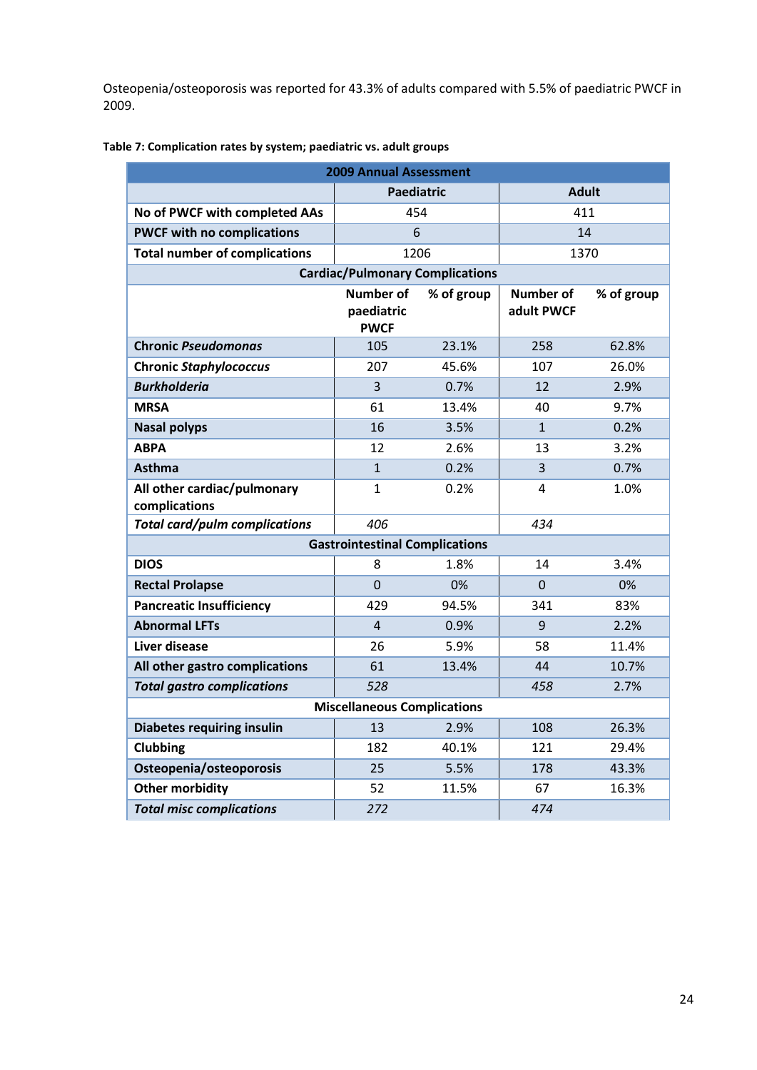Osteopenia/osteoporosis was reported for 43.3% of adults compared with 5.5% of paediatric PWCF in 2009.

**Table 7: Complication rates by system; paediatric vs. adult groups**

| 2009 Annual Assessment | | | | |
|---|---|---|---|---|
| | Paediatric | | Adult | |
| **No of PWCF with completed AAs** | 454 | | 411 | |
| **PWCF with no complications** | 6 | | 14 | |
| **Total number of complications** | 1206 | | 1370 | |
| **Cardiac/Pulmonary Complications** | | | | |
| | **Number of paediatric PWCF** | **% of group** | **Number of adult PWCF** | **% of group** |
| **Chronic *Pseudomonas*** | 105 | 23.1% | 258 | 62.8% |
| **Chronic *Staphylococcus*** | 207 | 45.6% | 107 | 26.0% |
| ***Burkholderia*** | 3 | 0.7% | 12 | 2.9% |
| **MRSA** | 61 | 13.4% | 40 | 9.7% |
| **Nasal polyps** | 16 | 3.5% | 1 | 0.2% |
| **ABPA** | 12 | 2.6% | 13 | 3.2% |
| **Asthma** | 1 | 0.2% | 3 | 0.7% |
| **All other cardiac/pulmonary complications** | 1 | 0.2% | 4 | 1.0% |
| ***Total card/pulm complications*** | *406* | | *434* | |
| **Gastrointestinal Complications** | | | | |
| **DIOS** | 8 | 1.8% | 14 | 3.4% |
| **Rectal Prolapse** | 0 | 0% | 0 | 0% |
| **Pancreatic Insufficiency** | 429 | 94.5% | 341 | 83% |
| **Abnormal LFTs** | 4 | 0.9% | 9 | 2.2% |
| **Liver disease** | 26 | 5.9% | 58 | 11.4% |
| **All other gastro complications** | 61 | 13.4% | 44 | 10.7% |
| ***Total gastro complications*** | *528* | | *458* | 2.7% |
| **Miscellaneous Complications** | | | | |
| **Diabetes requiring insulin** | 13 | 2.9% | 108 | 26.3% |
| **Clubbing** | 182 | 40.1% | 121 | 29.4% |
| **Osteopenia/osteoporosis** | 25 | 5.5% | 178 | 43.3% |
| **Other morbidity** | 52 | 11.5% | 67 | 16.3% |
| ***Total misc complications*** | *272* | | *474* | |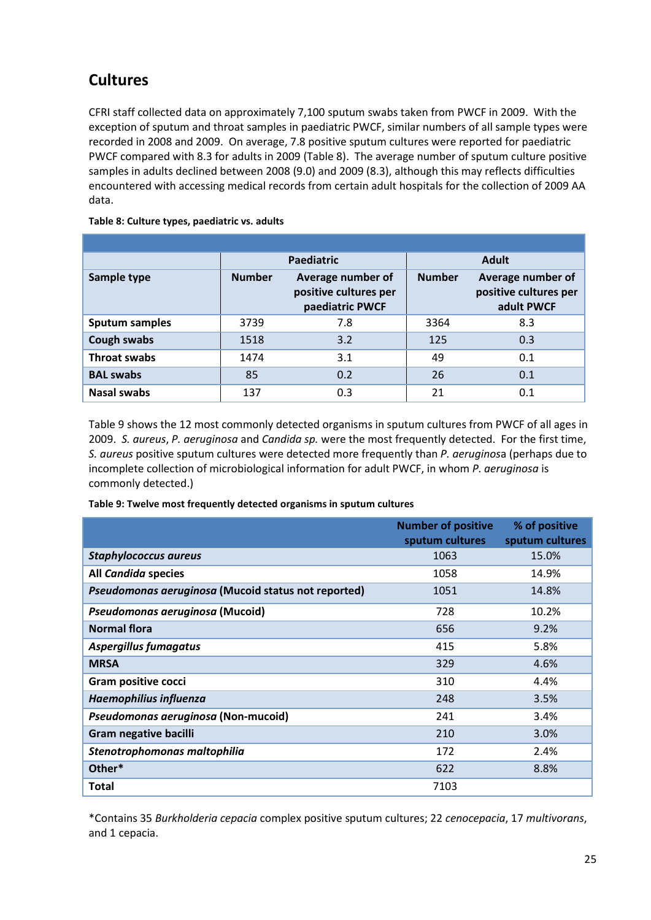## Cultures

CFRI staff collected data on approximately 7,100 sputum swabs taken from PWCF in 2009. With the exception of sputum and throat samples in paediatric PWCF, similar numbers of all sample types were recorded in 2008 and 2009. On average, 7.8 positive sputum cultures were reported for paediatric PWCF compared with 8.3 for adults in 2009 (Table 8). The average number of sputum culture positive samples in adults declined between 2008 (9.0) and 2009 (8.3), although this may reflects difficulties encountered with accessing medical records from certain adult hospitals for the collection of 2009 AA data.

**Table 8: Culture types, paediatric vs. adults**

| | Paediatric | | Adult | |
|---|---|---|---|---|
| **Sample type** | **Number** | **Average number of positive cultures per paediatric PWCF** | **Number** | **Average number of positive cultures per adult PWCF** |
| **Sputum samples** | 3739 | 7.8 | 3364 | 8.3 |
| **Cough swabs** | 1518 | 3.2 | 125 | 0.3 |
| **Throat swabs** | 1474 | 3.1 | 49 | 0.1 |
| **BAL swabs** | 85 | 0.2 | 26 | 0.1 |
| **Nasal swabs** | 137 | 0.3 | 21 | 0.1 |

Table 9 shows the 12 most commonly detected organisms in sputum cultures from PWCF of all ages in 2009. *S. aureus*, *P. aeruginosa* and *Candida sp.* were the most frequently detected. For the first time, *S. aureus* positive sputum cultures were detected more frequently than *P. aeruginosa* (perhaps due to incomplete collection of microbiological information for adult PWCF, in whom *P. aeruginosa* is commonly detected.)

**Table 9: Twelve most frequently detected organisms in sputum cultures**

| | Number of positive sputum cultures | % of positive sputum cultures |
|---|---|---|
| ***Staphylococcus aureus*** | 1063 | 15.0% |
| **All *Candida* species** | 1058 | 14.9% |
| ***Pseudomonas aeruginosa* (Mucoid status not reported)** | 1051 | 14.8% |
| ***Pseudomonas aeruginosa* (Mucoid)** | 728 | 10.2% |
| **Normal flora** | 656 | 9.2% |
| ***Aspergillus fumagatus*** | 415 | 5.8% |
| **MRSA** | 329 | 4.6% |
| **Gram positive cocci** | 310 | 4.4% |
| ***Haemophilius influenza*** | 248 | 3.5% |
| ***Pseudomonas aeruginosa* (Non-mucoid)** | 241 | 3.4% |
| **Gram negative bacilli** | 210 | 3.0% |
| ***Stenotrophomonas maltophilia*** | 172 | 2.4% |
| **Other*** | 622 | 8.8% |
| **Total** | 7103 | |

*Contains 35 *Burkholderia cepacia* complex positive sputum cultures; 22 *cenocepacia*, 17 *multivorans*, and 1 cepacia.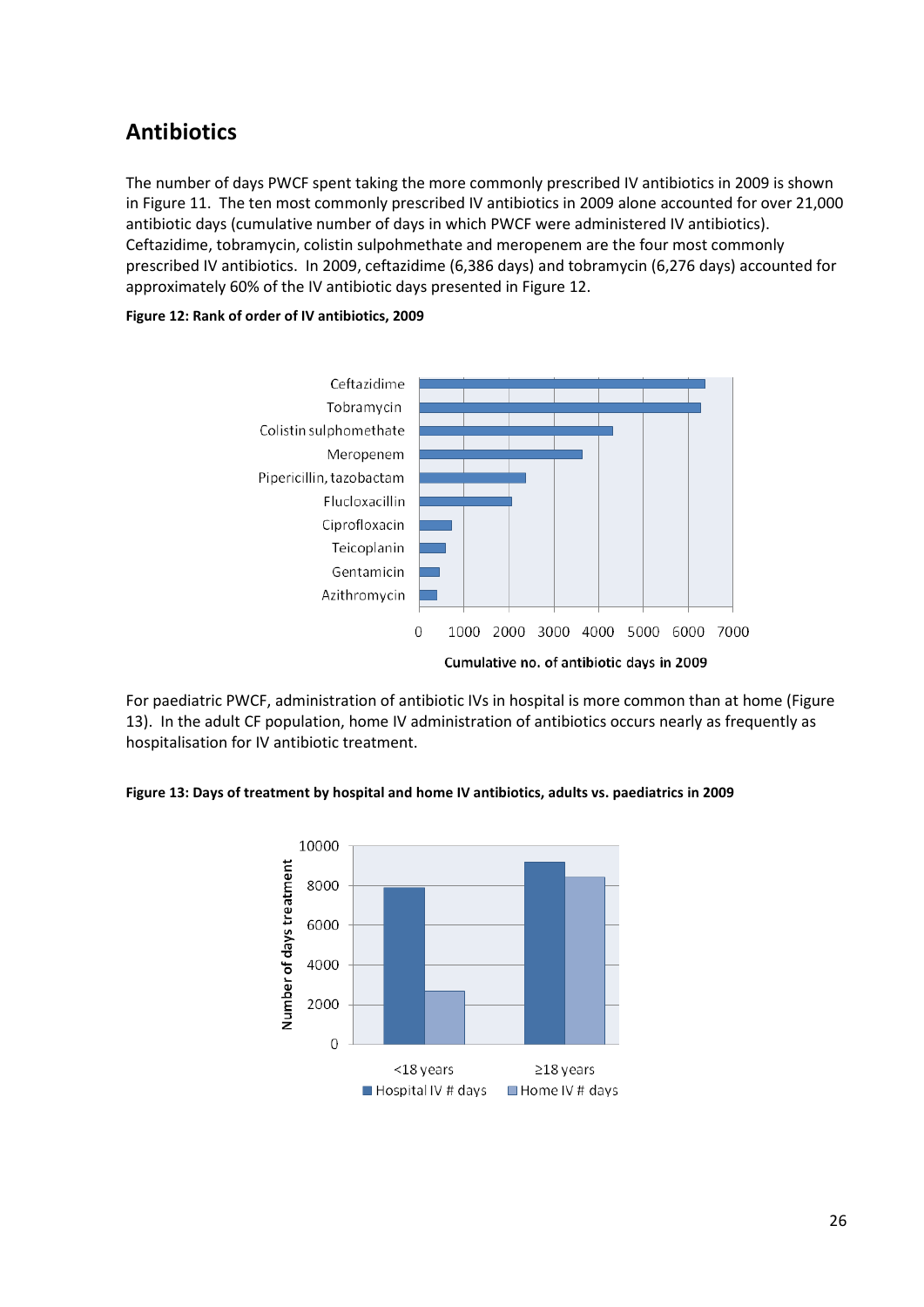## Antibiotics

The number of days PWCF spent taking the more commonly prescribed IV antibiotics in 2009 is shown in Figure 11. The ten most commonly prescribed IV antibiotics in 2009 alone accounted for over 21,000 antibiotic days (cumulative number of days in which PWCF were administered IV antibiotics). Ceftazidime, tobramycin, colistin sulpohmethate and meropenem are the four most commonly prescribed IV antibiotics. In 2009, ceftazidime (6,386 days) and tobramycin (6,276 days) accounted for approximately 60% of the IV antibiotic days presented in Figure 12.

**Figure 12: Rank of order of IV antibiotics, 2009**

For paediatric PWCF, administration of antibiotic IVs in hospital is more common than at home (Figure 13). In the adult CF population, home IV administration of antibiotics occurs nearly as frequently as hospitalisation for IV antibiotic treatment.

**Figure 13: Days of treatment by hospital and home IV antibiotics, adults vs. paediatrics in 2009**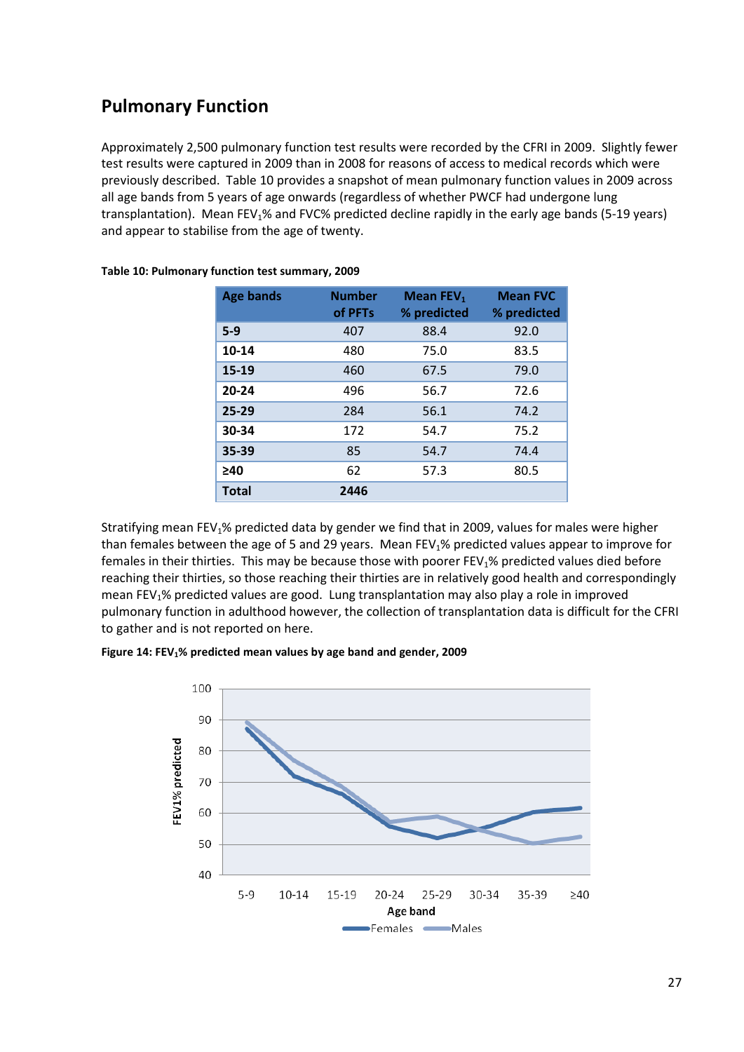## Pulmonary Function

Approximately 2,500 pulmonary function test results were recorded by the CFRI in 2009. Slightly fewer test results were captured in 2009 than in 2008 for reasons of access to medical records which were previously described. Table 10 provides a snapshot of mean pulmonary function values in 2009 across all age bands from 5 years of age onwards (regardless of whether PWCF had undergone lung transplantation). Mean $FEV_1$% and FVC% predicted decline rapidly in the early age bands (5-19 years) and appear to stabilise from the age of twenty.

**Table 10: Pulmonary function test summary, 2009**

| Age bands | Number of PFTs | Mean $FEV_1$ % predicted | Mean FVC % predicted |
|---|---|---|---|
| **5-9** | 407 | 88.4 | 92.0 |
| **10-14** | 480 | 75.0 | 83.5 |
| **15-19** | 460 | 67.5 | 79.0 |
| **20-24** | 496 | 56.7 | 72.6 |
| **25-29** | 284 | 56.1 | 74.2 |
| **30-34** | 172 | 54.7 | 75.2 |
| **35-39** | 85 | 54.7 | 74.4 |
| **≥40** | 62 | 57.3 | 80.5 |
| **Total** | **2446** | | |

Stratifying mean $FEV_1$% predicted data by gender we find that in 2009, values for males were higher than females between the age of 5 and 29 years. Mean $FEV_1$% predicted values appear to improve for females in their thirties. This may be because those with poorer $FEV_1$% predicted values died before reaching their thirties, so those reaching their thirties are in relatively good health and correspondingly mean $FEV_1$% predicted values are good. Lung transplantation may also play a role in improved pulmonary function in adulthood however, the collection of transplantation data is difficult for the CFRI to gather and is not reported on here.

**Figure 14: $FEV_1$% predicted mean values by age band and gender, 2009**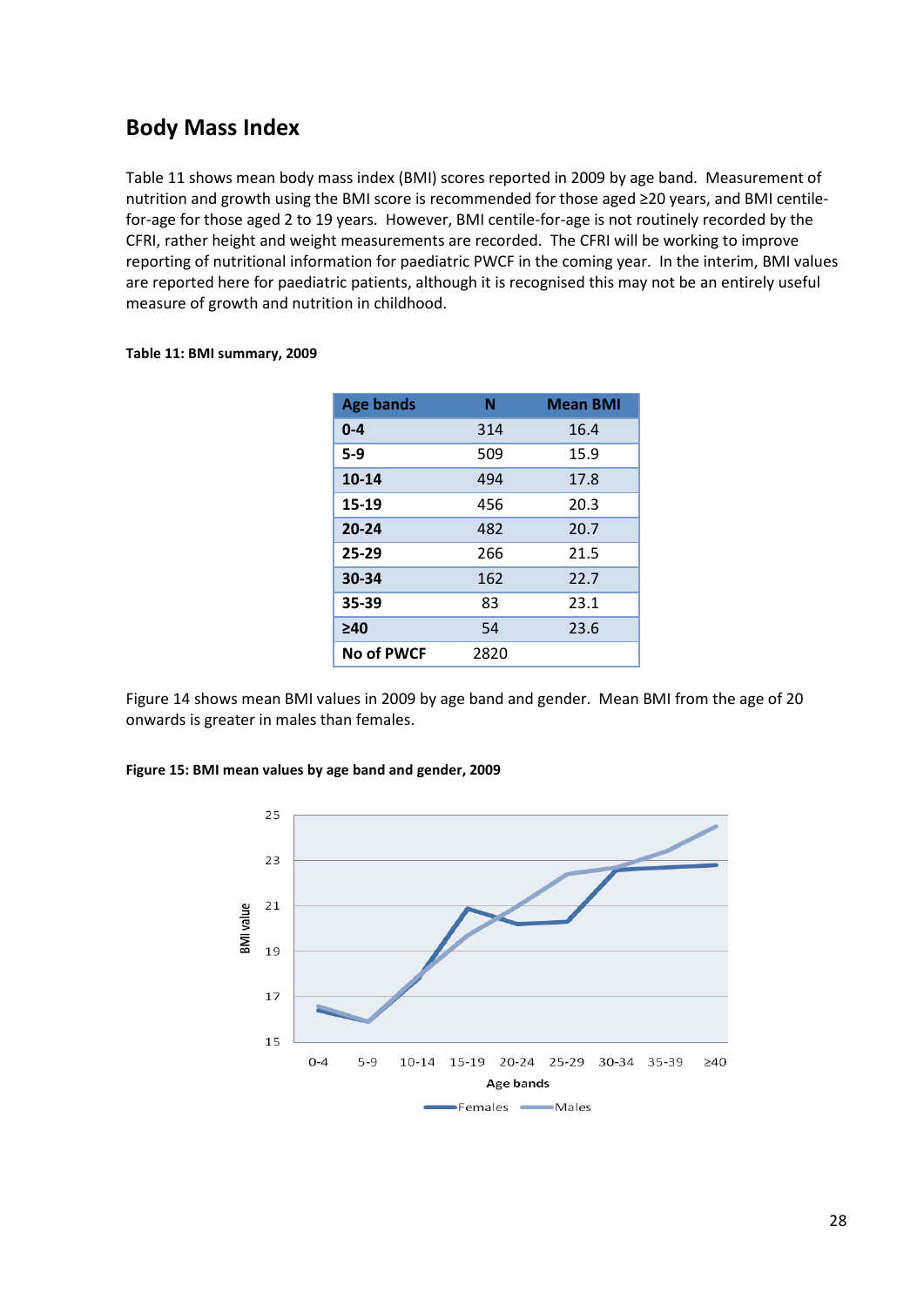## Body Mass Index

Table 11 shows mean body mass index (BMI) scores reported in 2009 by age band. Measurement of nutrition and growth using the BMI score is recommended for those aged ≥20 years, and BMI centile-for-age for those aged 2 to 19 years. However, BMI centile-for-age is not routinely recorded by the CFRI, rather height and weight measurements are recorded. The CFRI will be working to improve reporting of nutritional information for paediatric PWCF in the coming year. In the interim, BMI values are reported here for paediatric patients, although it is recognised this may not be an entirely useful measure of growth and nutrition in childhood.

**Table 11: BMI summary, 2009**

| Age bands | N | Mean BMI |
|---|---|---|
| **0-4** | 314 | 16.4 |
| **5-9** | 509 | 15.9 |
| **10-14** | 494 | 17.8 |
| **15-19** | 456 | 20.3 |
| **20-24** | 482 | 20.7 |
| **25-29** | 266 | 21.5 |
| **30-34** | 162 | 22.7 |
| **35-39** | 83 | 23.1 |
| **≥40** | 54 | 23.6 |
| **No of PWCF** | 2820 | |

Figure 14 shows mean BMI values in 2009 by age band and gender. Mean BMI from the age of 20 onwards is greater in males than females.

**Figure 15: BMI mean values by age band and gender, 2009**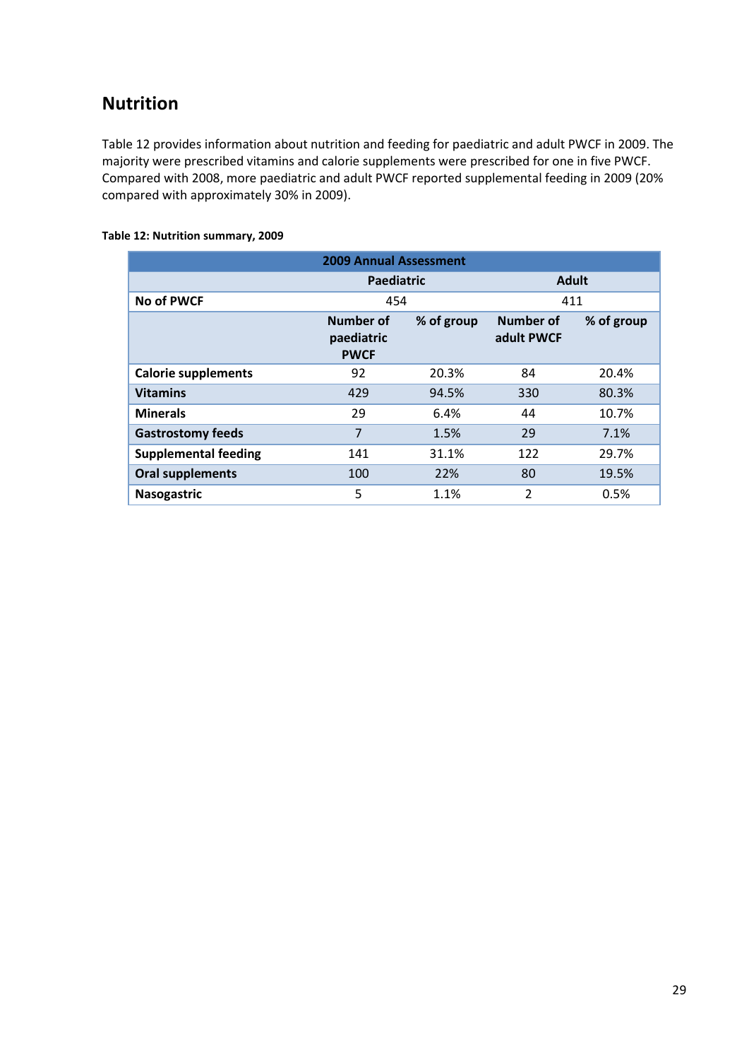## Nutrition

Table 12 provides information about nutrition and feeding for paediatric and adult PWCF in 2009. The majority were prescribed vitamins and calorie supplements were prescribed for one in five PWCF. Compared with 2008, more paediatric and adult PWCF reported supplemental feeding in 2009 (20% compared with approximately 30% in 2009).

**Table 12: Nutrition summary, 2009**

| 2009 Annual Assessment | | | | |
|---|---|---|---|---|
| | Paediatric | | Adult | |
| **No of PWCF** | 454 | | 411 | |
| | **Number of paediatric PWCF** | **% of group** | **Number of adult PWCF** | **% of group** |
| **Calorie supplements** | 92 | 20.3% | 84 | 20.4% |
| **Vitamins** | 429 | 94.5% | 330 | 80.3% |
| **Minerals** | 29 | 6.4% | 44 | 10.7% |
| **Gastrostomy feeds** | 7 | 1.5% | 29 | 7.1% |
| **Supplemental feeding** | 141 | 31.1% | 122 | 29.7% |
| **Oral supplements** | 100 | 22% | 80 | 19.5% |
| **Nasogastric** | 5 | 1.1% | 2 | 0.5% |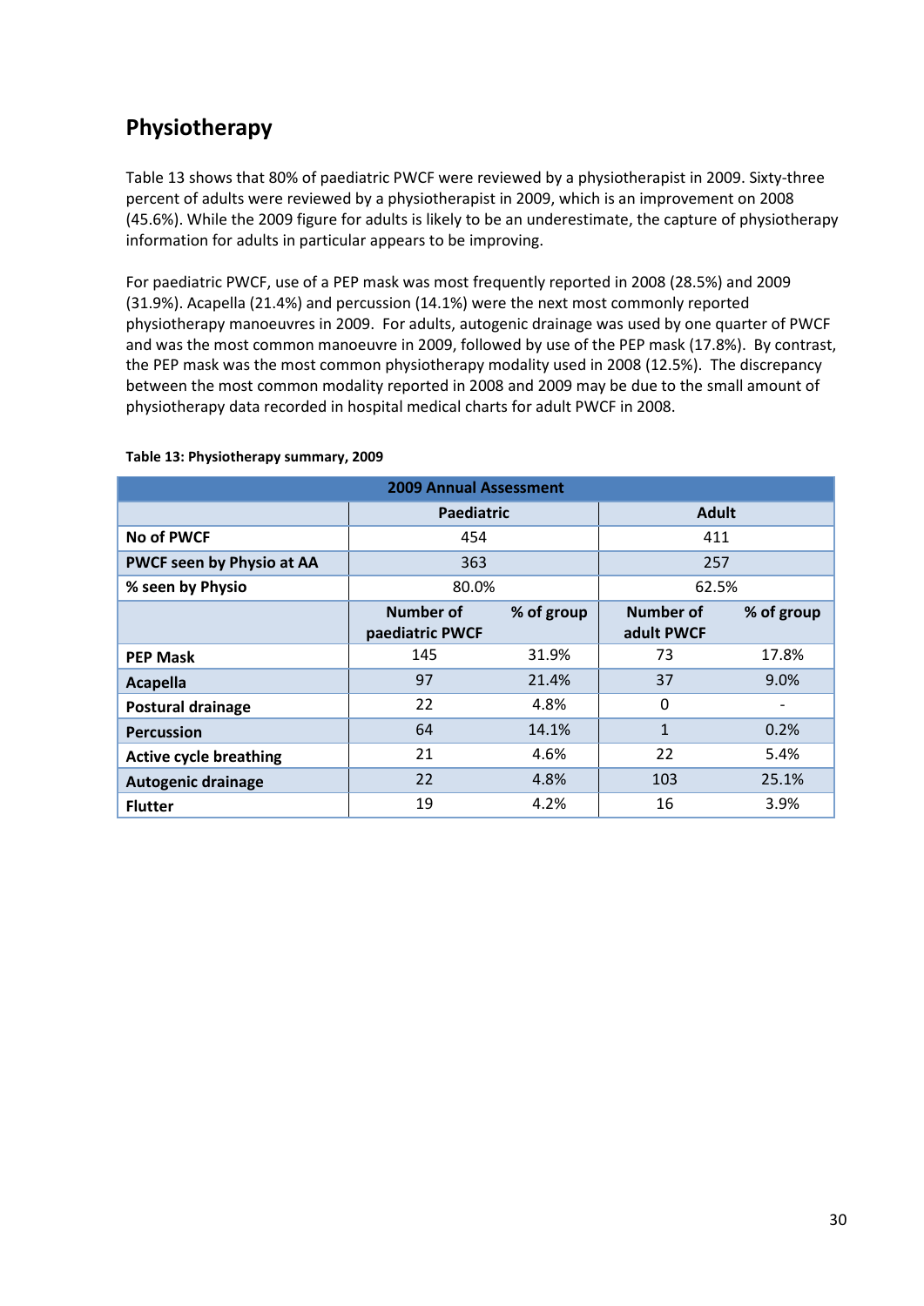## Physiotherapy

Table 13 shows that 80% of paediatric PWCF were reviewed by a physiotherapist in 2009. Sixty-three percent of adults were reviewed by a physiotherapist in 2009, which is an improvement on 2008 (45.6%). While the 2009 figure for adults is likely to be an underestimate, the capture of physiotherapy information for adults in particular appears to be improving.

For paediatric PWCF, use of a PEP mask was most frequently reported in 2008 (28.5%) and 2009 (31.9%). Acapella (21.4%) and percussion (14.1%) were the next most commonly reported physiotherapy manoeuvres in 2009. For adults, autogenic drainage was used by one quarter of PWCF and was the most common manoeuvre in 2009, followed by use of the PEP mask (17.8%). By contrast, the PEP mask was the most common physiotherapy modality used in 2008 (12.5%). The discrepancy between the most common modality reported in 2008 and 2009 may be due to the small amount of physiotherapy data recorded in hospital medical charts for adult PWCF in 2008.

**Table 13: Physiotherapy summary, 2009**

| 2009 Annual Assessment | | | | |
|---|---|---|---|---|
| | Paediatric | | Adult | |
| **No of PWCF** | 454 | | 411 | |
| **PWCF seen by Physio at AA** | 363 | | 257 | |
| **% seen by Physio** | 80.0% | | 62.5% | |
| | Number of paediatric PWCF | % of group | Number of adult PWCF | % of group |
| **PEP Mask** | 145 | 31.9% | 73 | 17.8% |
| **Acapella** | 97 | 21.4% | 37 | 9.0% |
| **Postural drainage** | 22 | 4.8% | 0 | - |
| **Percussion** | 64 | 14.1% | 1 | 0.2% |
| **Active cycle breathing** | 21 | 4.6% | 22 | 5.4% |
| **Autogenic drainage** | 22 | 4.8% | 103 | 25.1% |
| **Flutter** | 19 | 4.2% | 16 | 3.9% |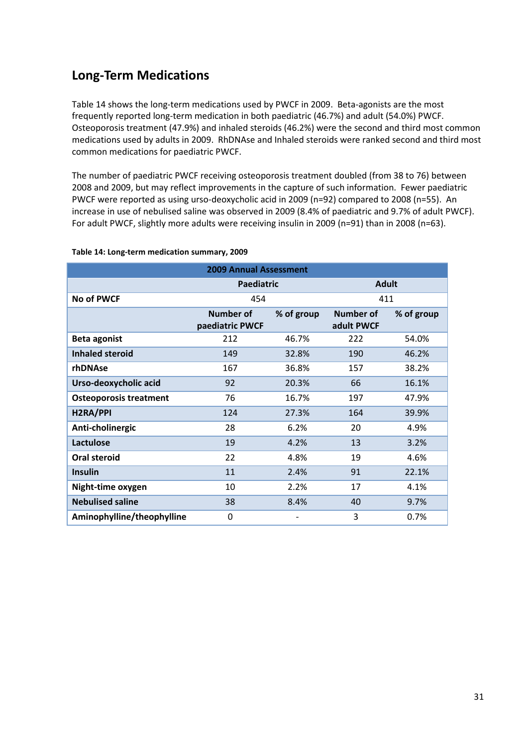## Long-Term Medications

Table 14 shows the long-term medications used by PWCF in 2009. Beta-agonists are the most frequently reported long-term medication in both paediatric (46.7%) and adult (54.0%) PWCF. Osteoporosis treatment (47.9%) and inhaled steroids (46.2%) were the second and third most common medications used by adults in 2009. RhDNAse and Inhaled steroids were ranked second and third most common medications for paediatric PWCF.

The number of paediatric PWCF receiving osteoporosis treatment doubled (from 38 to 76) between 2008 and 2009, but may reflect improvements in the capture of such information. Fewer paediatric PWCF were reported as using urso-deoxycholic acid in 2009 (n=92) compared to 2008 (n=55). An increase in use of nebulised saline was observed in 2009 (8.4% of paediatric and 9.7% of adult PWCF). For adult PWCF, slightly more adults were receiving insulin in 2009 (n=91) than in 2008 (n=63).

**Table 14: Long-term medication summary, 2009**

| 2009 Annual Assessment | | | | |
|---|---|---|---|---|
| | Paediatric | | Adult | |
| **No of PWCF** | 454 | | 411 | |
| | **Number of paediatric PWCF** | **% of group** | **Number of adult PWCF** | **% of group** |
| **Beta agonist** | 212 | 46.7% | 222 | 54.0% |
| **Inhaled steroid** | 149 | 32.8% | 190 | 46.2% |
| **rhDNAse** | 167 | 36.8% | 157 | 38.2% |
| **Urso-deoxycholic acid** | 92 | 20.3% | 66 | 16.1% |
| **Osteoporosis treatment** | 76 | 16.7% | 197 | 47.9% |
| **H2RA/PPI** | 124 | 27.3% | 164 | 39.9% |
| **Anti-cholinergic** | 28 | 6.2% | 20 | 4.9% |
| **Lactulose** | 19 | 4.2% | 13 | 3.2% |
| **Oral steroid** | 22 | 4.8% | 19 | 4.6% |
| **Insulin** | 11 | 2.4% | 91 | 22.1% |
| **Night-time oxygen** | 10 | 2.2% | 17 | 4.1% |
| **Nebulised saline** | 38 | 8.4% | 40 | 9.7% |
| **Aminophylline/theophylline** | 0 | - | 3 | 0.7% |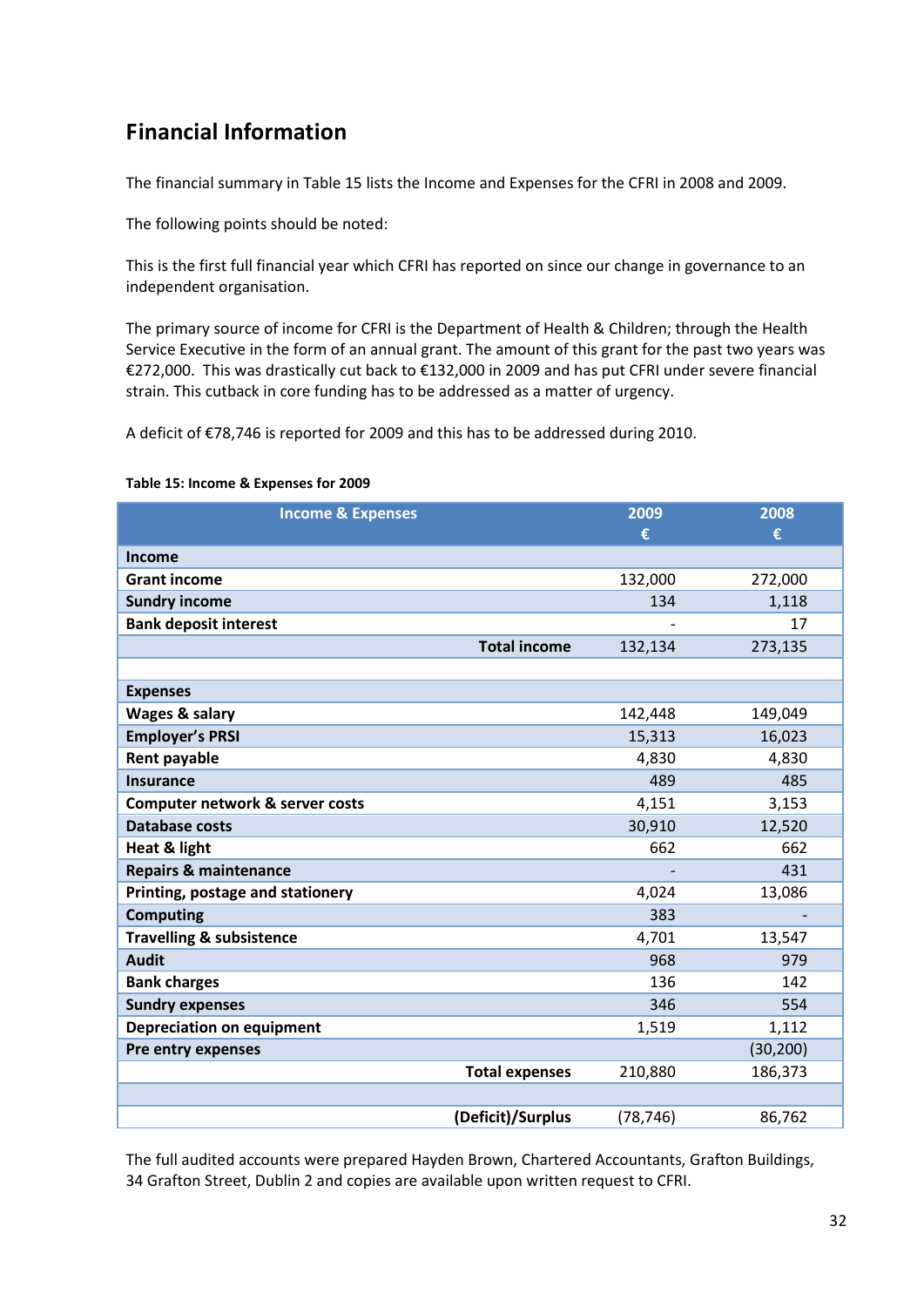## Financial Information

The financial summary in Table 15 lists the Income and Expenses for the CFRI in 2008 and 2009.

The following points should be noted:

This is the first full financial year which CFRI has reported on since our change in governance to an independent organisation.

The primary source of income for CFRI is the Department of Health & Children; through the Health Service Executive in the form of an annual grant. The amount of this grant for the past two years was €272,000. This was drastically cut back to €132,000 in 2009 and has put CFRI under severe financial strain. This cutback in core funding has to be addressed as a matter of urgency.

A deficit of €78,746 is reported for 2009 and this has to be addressed during 2010.

**Table 15: Income & Expenses for 2009**

| Income & Expenses | 2009 € | 2008 € |
|---|---|---|
| **Income** | | |
| **Grant income** | 132,000 | 272,000 |
| **Sundry income** | 134 | 1,118 |
| **Bank deposit interest** | - | 17 |
| **Total income** | 132,134 | 273,135 |
| | | |
| **Expenses** | | |
| **Wages & salary** | 142,448 | 149,049 |
| **Employer's PRSI** | 15,313 | 16,023 |
| **Rent payable** | 4,830 | 4,830 |
| **Insurance** | 489 | 485 |
| **Computer network & server costs** | 4,151 | 3,153 |
| **Database costs** | 30,910 | 12,520 |
| **Heat & light** | 662 | 662 |
| **Repairs & maintenance** | - | 431 |
| **Printing, postage and stationery** | 4,024 | 13,086 |
| **Computing** | 383 | - |
| **Travelling & subsistence** | 4,701 | 13,547 |
| **Audit** | 968 | 979 |
| **Bank charges** | 136 | 142 |
| **Sundry expenses** | 346 | 554 |
| **Depreciation on equipment** | 1,519 | 1,112 |
| **Pre entry expenses** | | (30,200) |
| **Total expenses** | 210,880 | 186,373 |
| | | |
| **(Deficit)/Surplus** | (78,746) | 86,762 |

The full audited accounts were prepared Hayden Brown, Chartered Accountants, Grafton Buildings, 34 Grafton Street, Dublin 2 and copies are available upon written request to CFRI.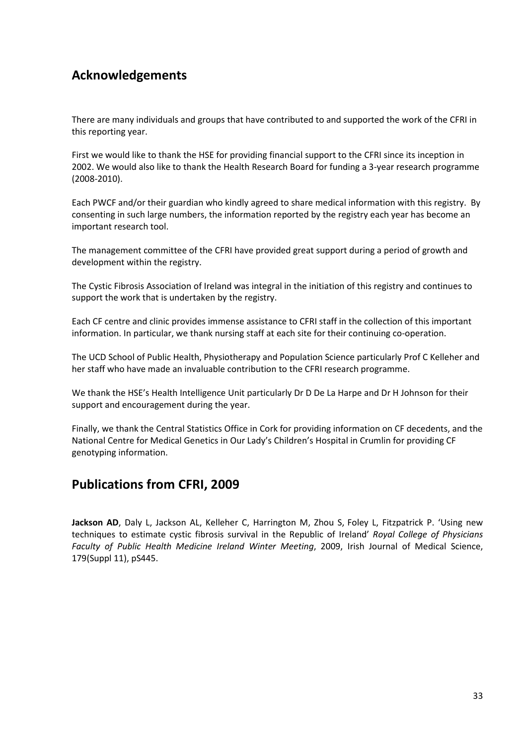## Acknowledgements

There are many individuals and groups that have contributed to and supported the work of the CFRI in this reporting year.

First we would like to thank the HSE for providing financial support to the CFRI since its inception in 2002. We would also like to thank the Health Research Board for funding a 3-year research programme (2008-2010).

Each PWCF and/or their guardian who kindly agreed to share medical information with this registry. By consenting in such large numbers, the information reported by the registry each year has become an important research tool.

The management committee of the CFRI have provided great support during a period of growth and development within the registry.

The Cystic Fibrosis Association of Ireland was integral in the initiation of this registry and continues to support the work that is undertaken by the registry.

Each CF centre and clinic provides immense assistance to CFRI staff in the collection of this important information. In particular, we thank nursing staff at each site for their continuing co-operation.

The UCD School of Public Health, Physiotherapy and Population Science particularly Prof C Kelleher and her staff who have made an invaluable contribution to the CFRI research programme.

We thank the HSE's Health Intelligence Unit particularly Dr D De La Harpe and Dr H Johnson for their support and encouragement during the year.

Finally, we thank the Central Statistics Office in Cork for providing information on CF decedents, and the National Centre for Medical Genetics in Our Lady's Children's Hospital in Crumlin for providing CF genotyping information.

## Publications from CFRI, 2009

**Jackson AD**, Daly L, Jackson AL, Kelleher C, Harrington M, Zhou S, Foley L, Fitzpatrick P. 'Using new techniques to estimate cystic fibrosis survival in the Republic of Ireland' *Royal College of Physicians Faculty of Public Health Medicine Ireland Winter Meeting*, 2009, Irish Journal of Medical Science, 179(Suppl 11), pS445.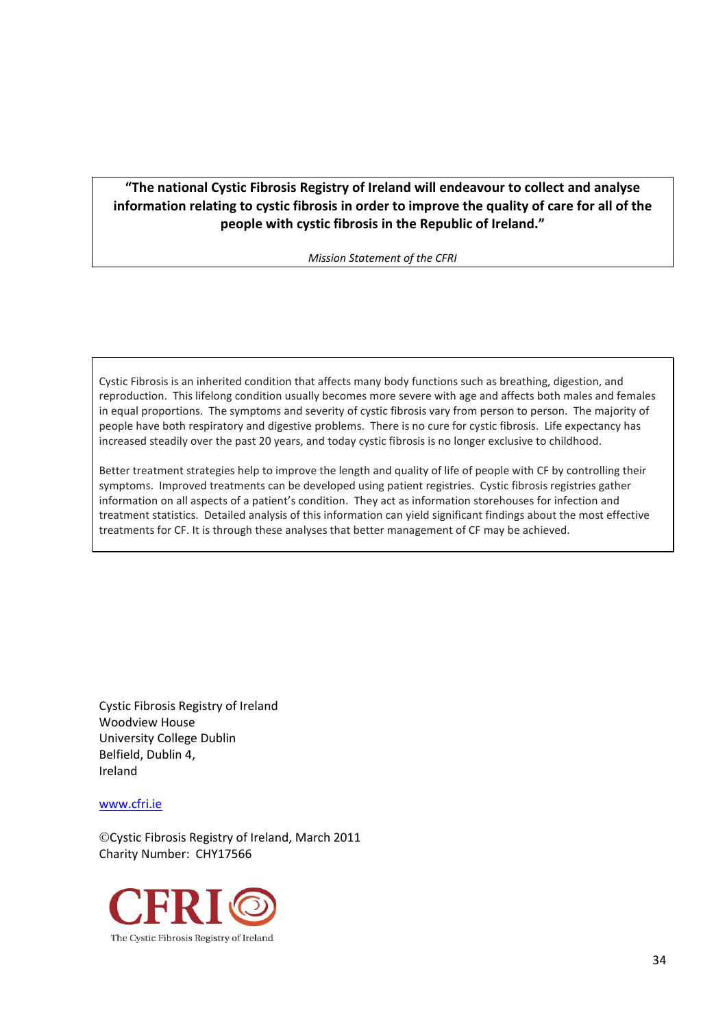**“The national Cystic Fibrosis Registry of Ireland will endeavour to collect and analyse information relating to cystic fibrosis in order to improve the quality of care for all of the people with cystic fibrosis in the Republic of Ireland.”**

*Mission Statement of the CFRI*

Cystic Fibrosis is an inherited condition that affects many body functions such as breathing, digestion, and reproduction. This lifelong condition usually becomes more severe with age and affects both males and females in equal proportions. The symptoms and severity of cystic fibrosis vary from person to person. The majority of people have both respiratory and digestive problems. There is no cure for cystic fibrosis. Life expectancy has increased steadily over the past 20 years, and today cystic fibrosis is no longer exclusive to childhood.

Better treatment strategies help to improve the length and quality of life of people with CF by controlling their symptoms. Improved treatments can be developed using patient registries. Cystic fibrosis registries gather information on all aspects of a patient’s condition. They act as information storehouses for infection and treatment statistics. Detailed analysis of this information can yield significant findings about the most effective treatments for CF. It is through these analyses that better management of CF may be achieved.

Cystic Fibrosis Registry of Ireland
Woodview House
University College Dublin
Belfield, Dublin 4,
Ireland

www.cfri.ie

©Cystic Fibrosis Registry of Ireland, March 2011
Charity Number: CHY17566

CFRI
The Cystic Fibrosis Registry of Ireland